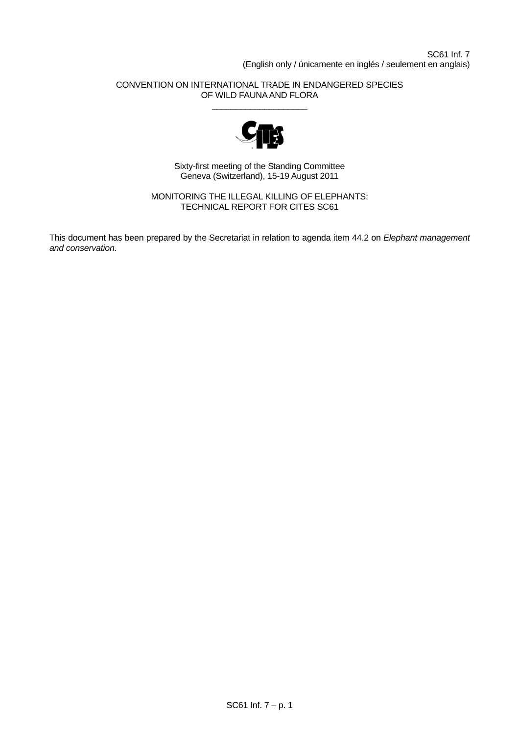SC61 Inf. 7
(English only / únicamente en inglés / seulement en anglais)

CONVENTION ON INTERNATIONAL TRADE IN ENDANGERED SPECIES
OF WILD FAUNA AND FLORA

\_\_\_\_\_\_\_\_\_\_\_\_\_\_\_\_\_\_\_\_

Sixty-first meeting of the Standing Committee
Geneva (Switzerland), 15-19 August 2011

# MONITORING THE ILLEGAL KILLING OF ELEPHANTS: TECHNICAL REPORT FOR CITES SC61

This document has been prepared by the Secretariat in relation to agenda item 44.2 on *Elephant management and conservation*.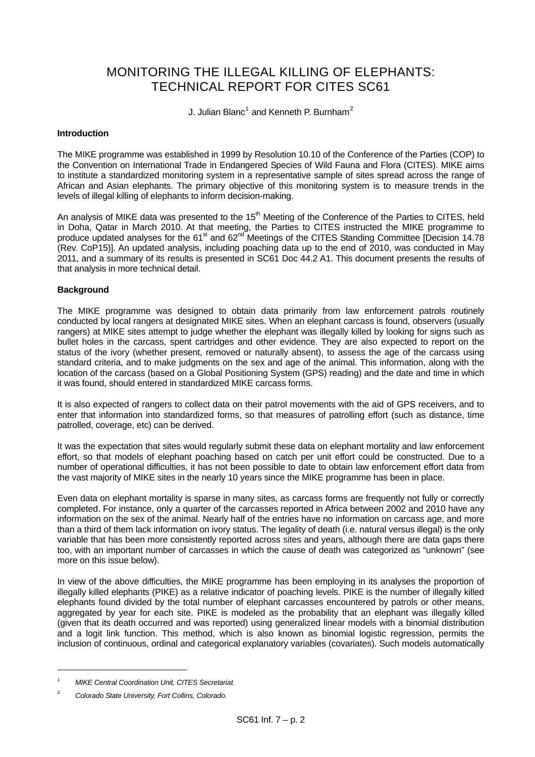# MONITORING THE ILLEGAL KILLING OF ELEPHANTS: TECHNICAL REPORT FOR CITES SC61

J. Julian Blanc[1] and Kenneth P. Burnham[2]

**Introduction**

The MIKE programme was established in 1999 by Resolution 10.10 of the Conference of the Parties (COP) to the Convention on International Trade in Endangered Species of Wild Fauna and Flora (CITES). MIKE aims to institute a standardized monitoring system in a representative sample of sites spread across the range of African and Asian elephants. The primary objective of this monitoring system is to measure trends in the levels of illegal killing of elephants to inform decision-making.

An analysis of MIKE data was presented to the 15th Meeting of the Conference of the Parties to CITES, held in Doha, Qatar in March 2010. At that meeting, the Parties to CITES instructed the MIKE programme to produce updated analyses for the 61st and 62nd Meetings of the CITES Standing Committee [Decision 14.78 (Rev. CoP15)]. An updated analysis, including poaching data up to the end of 2010, was conducted in May 2011, and a summary of its results is presented in SC61 Doc 44.2 A1. This document presents the results of that analysis in more technical detail.

**Background**

The MIKE programme was designed to obtain data primarily from law enforcement patrols routinely conducted by local rangers at designated MIKE sites. When an elephant carcass is found, observers (usually rangers) at MIKE sites attempt to judge whether the elephant was illegally killed by looking for signs such as bullet holes in the carcass, spent cartridges and other evidence. They are also expected to report on the status of the ivory (whether present, removed or naturally absent), to assess the age of the carcass using standard criteria, and to make judgments on the sex and age of the animal. This information, along with the location of the carcass (based on a Global Positioning System (GPS) reading) and the date and time in which it was found, should entered in standardized MIKE carcass forms.

It is also expected of rangers to collect data on their patrol movements with the aid of GPS receivers, and to enter that information into standardized forms, so that measures of patrolling effort (such as distance, time patrolled, coverage, etc) can be derived.

It was the expectation that sites would regularly submit these data on elephant mortality and law enforcement effort, so that models of elephant poaching based on catch per unit effort could be constructed. Due to a number of operational difficulties, it has not been possible to date to obtain law enforcement effort data from the vast majority of MIKE sites in the nearly 10 years since the MIKE programme has been in place.

Even data on elephant mortality is sparse in many sites, as carcass forms are frequently not fully or correctly completed. For instance, only a quarter of the carcasses reported in Africa between 2002 and 2010 have any information on the sex of the animal. Nearly half of the entries have no information on carcass age, and more than a third of them lack information on ivory status. The legality of death (i.e. natural versus illegal) is the only variable that has been more consistently reported across sites and years, although there are data gaps there too, with an important number of carcasses in which the cause of death was categorized as "unknown" (see more on this issue below).

In view of the above difficulties, the MIKE programme has been employing in its analyses the proportion of illegally killed elephants (PIKE) as a relative indicator of poaching levels. PIKE is the number of illegally killed elephants found divided by the total number of elephant carcasses encountered by patrols or other means, aggregated by year for each site. PIKE is modeled as the probability that an elephant was illegally killed (given that its death occurred and was reported) using generalized linear models with a binomial distribution and a logit link function. This method, which is also known as binomial logistic regression, permits the inclusion of continuous, ordinal and categorical explanatory variables (covariates). Such models automatically

---

[1] *MIKE Central Coordination Unit, CITES Secretariat.*

[2] *Colorado State University, Fort Collins, Colorado.*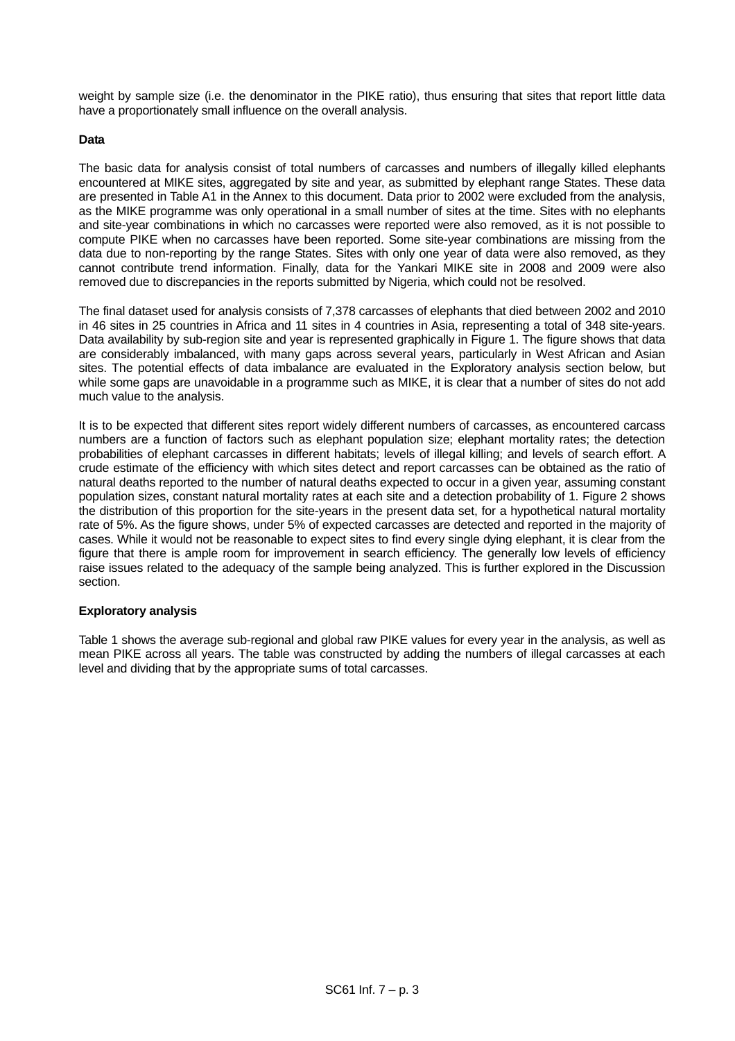weight by sample size (i.e. the denominator in the PIKE ratio), thus ensuring that sites that report little data have a proportionately small influence on the overall analysis.

**Data**

The basic data for analysis consist of total numbers of carcasses and numbers of illegally killed elephants encountered at MIKE sites, aggregated by site and year, as submitted by elephant range States. These data are presented in Table A1 in the Annex to this document. Data prior to 2002 were excluded from the analysis, as the MIKE programme was only operational in a small number of sites at the time. Sites with no elephants and site-year combinations in which no carcasses were reported were also removed, as it is not possible to compute PIKE when no carcasses have been reported. Some site-year combinations are missing from the data due to non-reporting by the range States. Sites with only one year of data were also removed, as they cannot contribute trend information. Finally, data for the Yankari MIKE site in 2008 and 2009 were also removed due to discrepancies in the reports submitted by Nigeria, which could not be resolved.

The final dataset used for analysis consists of 7,378 carcasses of elephants that died between 2002 and 2010 in 46 sites in 25 countries in Africa and 11 sites in 4 countries in Asia, representing a total of 348 site-years. Data availability by sub-region site and year is represented graphically in Figure 1. The figure shows that data are considerably imbalanced, with many gaps across several years, particularly in West African and Asian sites. The potential effects of data imbalance are evaluated in the Exploratory analysis section below, but while some gaps are unavoidable in a programme such as MIKE, it is clear that a number of sites do not add much value to the analysis.

It is to be expected that different sites report widely different numbers of carcasses, as encountered carcass numbers are a function of factors such as elephant population size; elephant mortality rates; the detection probabilities of elephant carcasses in different habitats; levels of illegal killing; and levels of search effort. A crude estimate of the efficiency with which sites detect and report carcasses can be obtained as the ratio of natural deaths reported to the number of natural deaths expected to occur in a given year, assuming constant population sizes, constant natural mortality rates at each site and a detection probability of 1. Figure 2 shows the distribution of this proportion for the site-years in the present data set, for a hypothetical natural mortality rate of 5%. As the figure shows, under 5% of expected carcasses are detected and reported in the majority of cases. While it would not be reasonable to expect sites to find every single dying elephant, it is clear from the figure that there is ample room for improvement in search efficiency. The generally low levels of efficiency raise issues related to the adequacy of the sample being analyzed. This is further explored in the Discussion section.

**Exploratory analysis**

Table 1 shows the average sub-regional and global raw PIKE values for every year in the analysis, as well as mean PIKE across all years. The table was constructed by adding the numbers of illegal carcasses at each level and dividing that by the appropriate sums of total carcasses.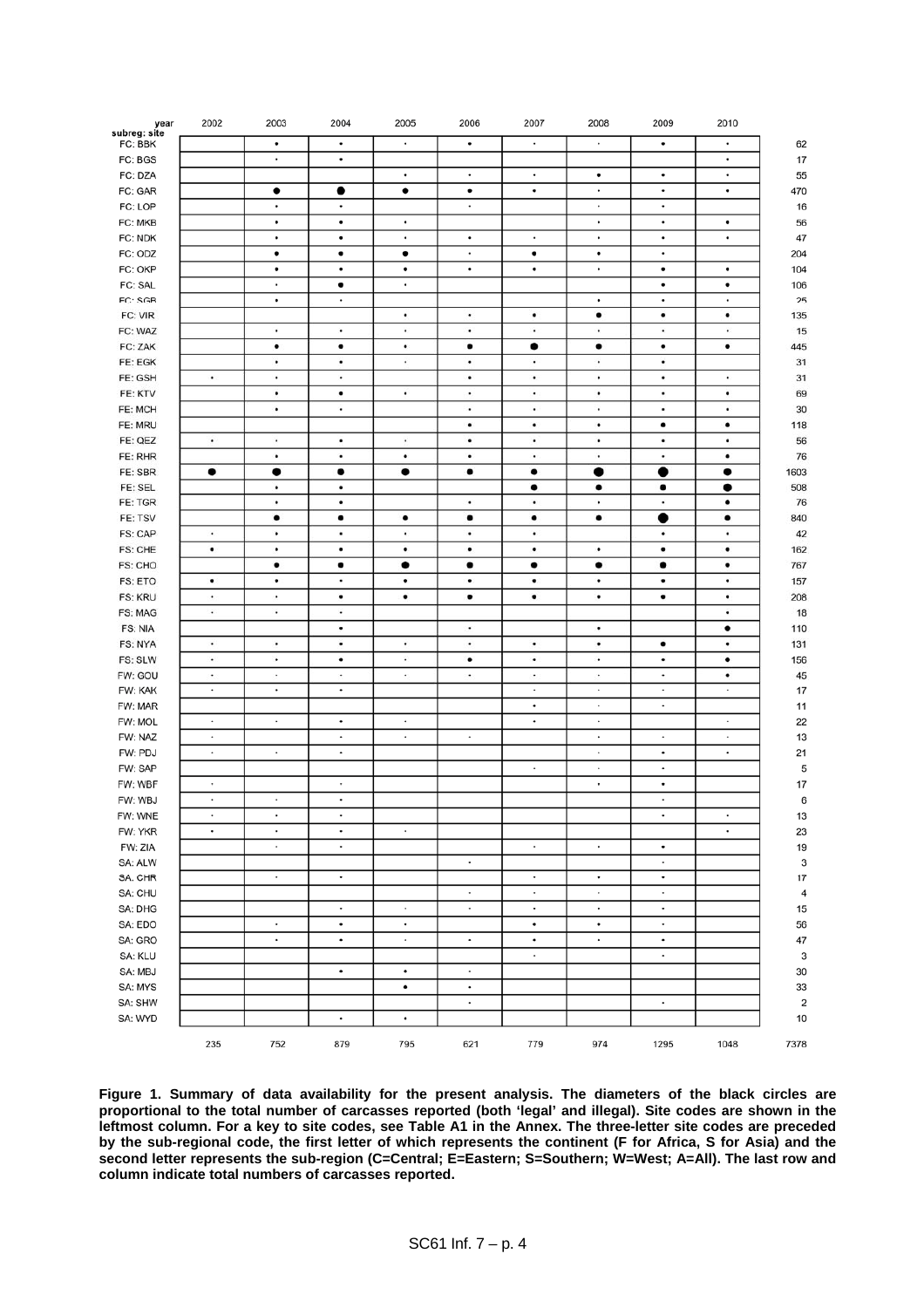| subreg: site | Total |
|---|---|
| FC: BBK | 62 |
| FC: BGS | 17 |
| FC: DZA | 55 |
| FC: GAR | 470 |
| FC: LOP | 16 |
| FC: MKB | 56 |
| FC: NDK | 47 |
| FC: ODZ | 204 |
| FC: OKP | 104 |
| FC: SAL | 106 |
| FC: SGB | 25 |
| FC: VIR | 135 |
| FC: WAZ | 15 |
| FC: ZAK | 445 |
| FE: EGK | 31 |
| FE: GSH | 31 |
| FE: KTV | 69 |
| FE: MCH | 30 |
| FE: MRU | 118 |
| FE: QEZ | 56 |
| FE: RHR | 76 |
| FE: SBR | 1603 |
| FE: SEL | 508 |
| FE: TGR | 76 |
| FE: TSV | 840 |
| FS: CAP | 42 |
| FS: CHE | 162 |
| FS: CHO | 767 |
| FS: ETO | 157 |
| FS: KRU | 208 |
| FS: MAG | 18 |
| FS: NIA | 110 |
| FS: NYA | 131 |
| FS: SLW | 156 |
| FW: GOU | 45 |
| FW: KAK | 17 |
| FW: MAR | 11 |
| FW: MOL | 22 |
| FW: NAZ | 13 |
| FW: PDJ | 21 |
| FW: SAP | 5 |
| FW: WBF | 17 |
| FW: WBJ | 6 |
| FW: WNE | 13 |
| FW: YKR | 23 |
| FW: ZIA | 19 |
| SA: ALW | 3 |
| SA: CHR | 17 |
| SA: CHU | 4 |
| SA: DHG | 15 |
| SA: EDO | 56 |
| SA: GRO | 47 |
| SA: KLU | 3 |
| SA: MBJ | 30 |
| SA: MYS | 33 |
| SA: SHW | 2 |
| SA: WYD | 10 |

| year | 2002 | 2003 | 2004 | 2005 | 2006 | 2007 | 2008 | 2009 | 2010 | Total |
|---|---|---|---|---|---|---|---|---|---|---|
| Total | 235 | 752 | 879 | 795 | 621 | 779 | 974 | 1295 | 1048 | 7378 |

**Figure 1. Summary of data availability for the present analysis. The diameters of the black circles are proportional to the total number of carcasses reported (both 'legal' and illegal). Site codes are shown in the leftmost column. For a key to site codes, see Table A1 in the Annex. The three-letter site codes are preceded by the sub-regional code, the first letter of which represents the continent (F for Africa, S for Asia) and the second letter represents the sub-region (C=Central; E=Eastern; S=Southern; W=West; A=All). The last row and column indicate total numbers of carcasses reported.**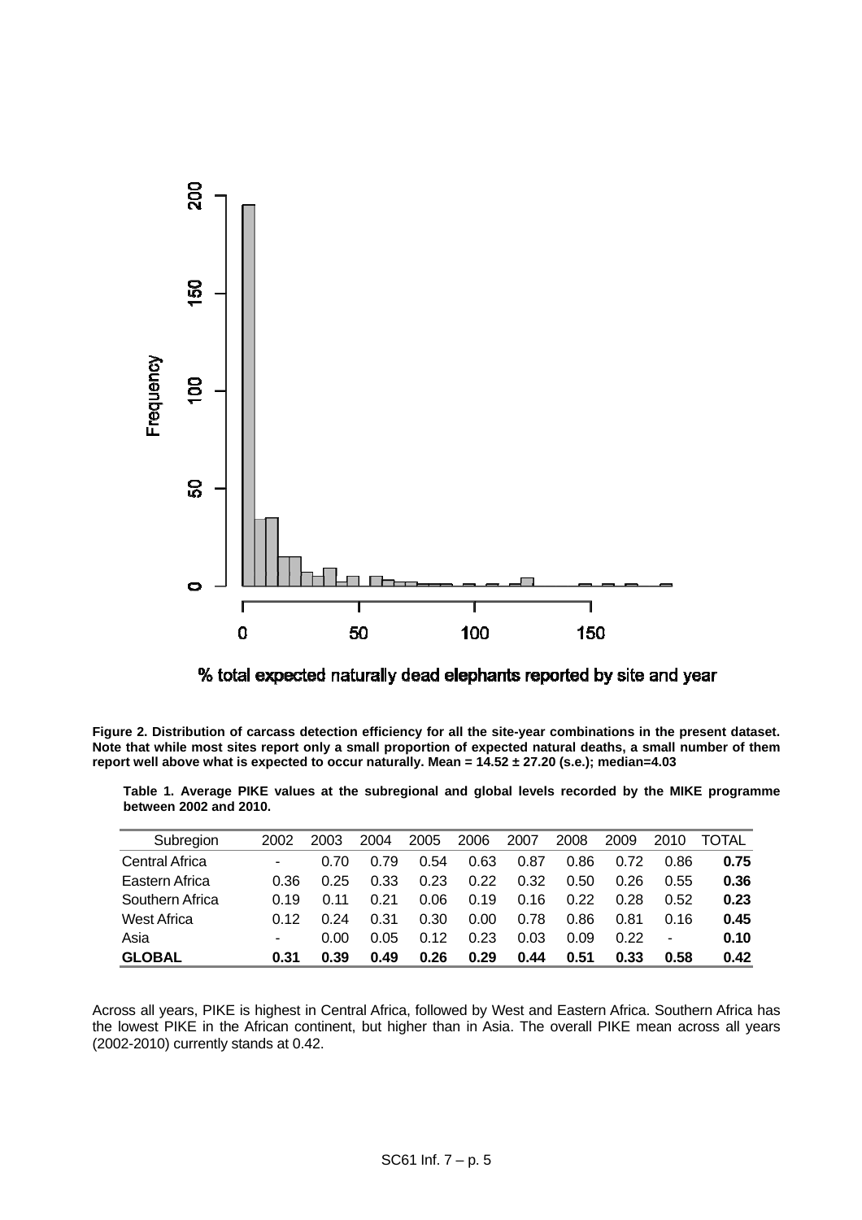**Figure 2. Distribution of carcass detection efficiency for all the site-year combinations in the present dataset. Note that while most sites report only a small proportion of expected natural deaths, a small number of them report well above what is expected to occur naturally. Mean = 14.52 ± 27.20 (s.e.); median=4.03**

**Table 1. Average PIKE values at the subregional and global levels recorded by the MIKE programme between 2002 and 2010.**

| Subregion | 2002 | 2003 | 2004 | 2005 | 2006 | 2007 | 2008 | 2009 | 2010 | TOTAL |
|---|---|---|---|---|---|---|---|---|---|---|
| Central Africa | - | 0.70 | 0.79 | 0.54 | 0.63 | 0.87 | 0.86 | 0.72 | 0.86 | **0.75** |
| Eastern Africa | 0.36 | 0.25 | 0.33 | 0.23 | 0.22 | 0.32 | 0.50 | 0.26 | 0.55 | **0.36** |
| Southern Africa | 0.19 | 0.11 | 0.21 | 0.06 | 0.19 | 0.16 | 0.22 | 0.28 | 0.52 | **0.23** |
| West Africa | 0.12 | 0.24 | 0.31 | 0.30 | 0.00 | 0.78 | 0.86 | 0.81 | 0.16 | **0.45** |
| Asia | - | 0.00 | 0.05 | 0.12 | 0.23 | 0.03 | 0.09 | 0.22 | - | **0.10** |
| **GLOBAL** | **0.31** | **0.39** | **0.49** | **0.26** | **0.29** | **0.44** | **0.51** | **0.33** | **0.58** | **0.42** |

Across all years, PIKE is highest in Central Africa, followed by West and Eastern Africa. Southern Africa has the lowest PIKE in the African continent, but higher than in Asia. The overall PIKE mean across all years (2002-2010) currently stands at 0.42.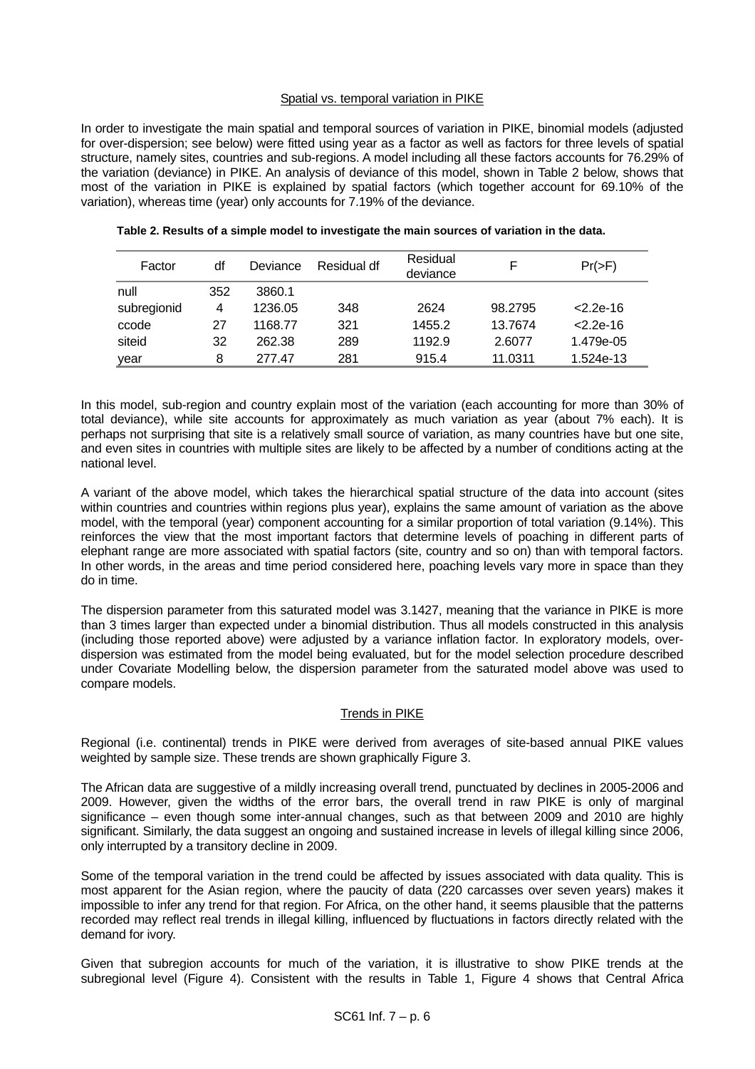## Spatial vs. temporal variation in PIKE

In order to investigate the main spatial and temporal sources of variation in PIKE, binomial models (adjusted for over-dispersion; see below) were fitted using year as a factor as well as factors for three levels of spatial structure, namely sites, countries and sub-regions. A model including all these factors accounts for 76.29% of the variation (deviance) in PIKE. An analysis of deviance of this model, shown in Table 2 below, shows that most of the variation in PIKE is explained by spatial factors (which together account for 69.10% of the variation), whereas time (year) only accounts for 7.19% of the deviance.

**Table 2. Results of a simple model to investigate the main sources of variation in the data.**

| Factor | df | Deviance | Residual df | Residual deviance | F | Pr(>F) |
|---|---|---|---|---|---|---|
| null | 352 | 3860.1 | | | | |
| subregionid | 4 | 1236.05 | 348 | 2624 | 98.2795 | <2.2e-16 |
| ccode | 27 | 1168.77 | 321 | 1455.2 | 13.7674 | <2.2e-16 |
| siteid | 32 | 262.38 | 289 | 1192.9 | 2.6077 | 1.479e-05 |
| year | 8 | 277.47 | 281 | 915.4 | 11.0311 | 1.524e-13 |

In this model, sub-region and country explain most of the variation (each accounting for more than 30% of total deviance), while site accounts for approximately as much variation as year (about 7% each). It is perhaps not surprising that site is a relatively small source of variation, as many countries have but one site, and even sites in countries with multiple sites are likely to be affected by a number of conditions acting at the national level.

A variant of the above model, which takes the hierarchical spatial structure of the data into account (sites within countries and countries within regions plus year), explains the same amount of variation as the above model, with the temporal (year) component accounting for a similar proportion of total variation (9.14%). This reinforces the view that the most important factors that determine levels of poaching in different parts of elephant range are more associated with spatial factors (site, country and so on) than with temporal factors. In other words, in the areas and time period considered here, poaching levels vary more in space than they do in time.

The dispersion parameter from this saturated model was 3.1427, meaning that the variance in PIKE is more than 3 times larger than expected under a binomial distribution. Thus all models constructed in this analysis (including those reported above) were adjusted by a variance inflation factor. In exploratory models, over-dispersion was estimated from the model being evaluated, but for the model selection procedure described under Covariate Modelling below, the dispersion parameter from the saturated model above was used to compare models.

## Trends in PIKE

Regional (i.e. continental) trends in PIKE were derived from averages of site-based annual PIKE values weighted by sample size. These trends are shown graphically Figure 3.

The African data are suggestive of a mildly increasing overall trend, punctuated by declines in 2005-2006 and 2009. However, given the widths of the error bars, the overall trend in raw PIKE is only of marginal significance – even though some inter-annual changes, such as that between 2009 and 2010 are highly significant. Similarly, the data suggest an ongoing and sustained increase in levels of illegal killing since 2006, only interrupted by a transitory decline in 2009.

Some of the temporal variation in the trend could be affected by issues associated with data quality. This is most apparent for the Asian region, where the paucity of data (220 carcasses over seven years) makes it impossible to infer any trend for that region. For Africa, on the other hand, it seems plausible that the patterns recorded may reflect real trends in illegal killing, influenced by fluctuations in factors directly related with the demand for ivory.

Given that subregion accounts for much of the variation, it is illustrative to show PIKE trends at the subregional level (Figure 4). Consistent with the results in Table 1, Figure 4 shows that Central Africa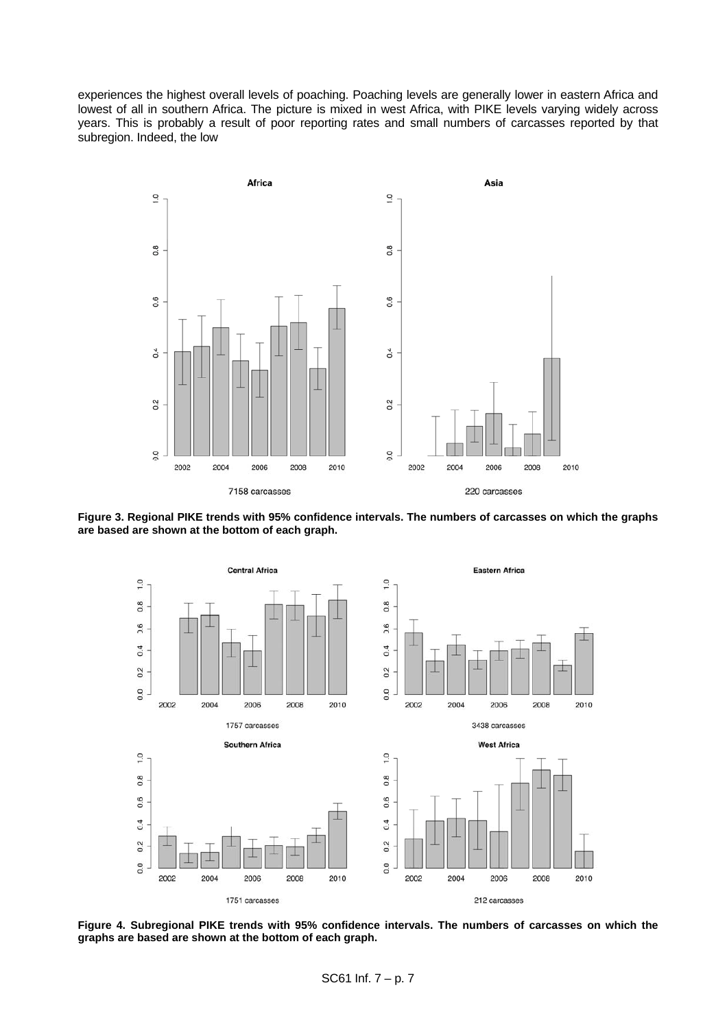experiences the highest overall levels of poaching. Poaching levels are generally lower in eastern Africa and lowest of all in southern Africa. The picture is mixed in west Africa, with PIKE levels varying widely across years. This is probably a result of poor reporting rates and small numbers of carcasses reported by that subregion. Indeed, the low

**Figure 3. Regional PIKE trends with 95% confidence intervals. The numbers of carcasses on which the graphs are based are shown at the bottom of each graph.**

**Figure 4. Subregional PIKE trends with 95% confidence intervals. The numbers of carcasses on which the graphs are based are shown at the bottom of each graph.**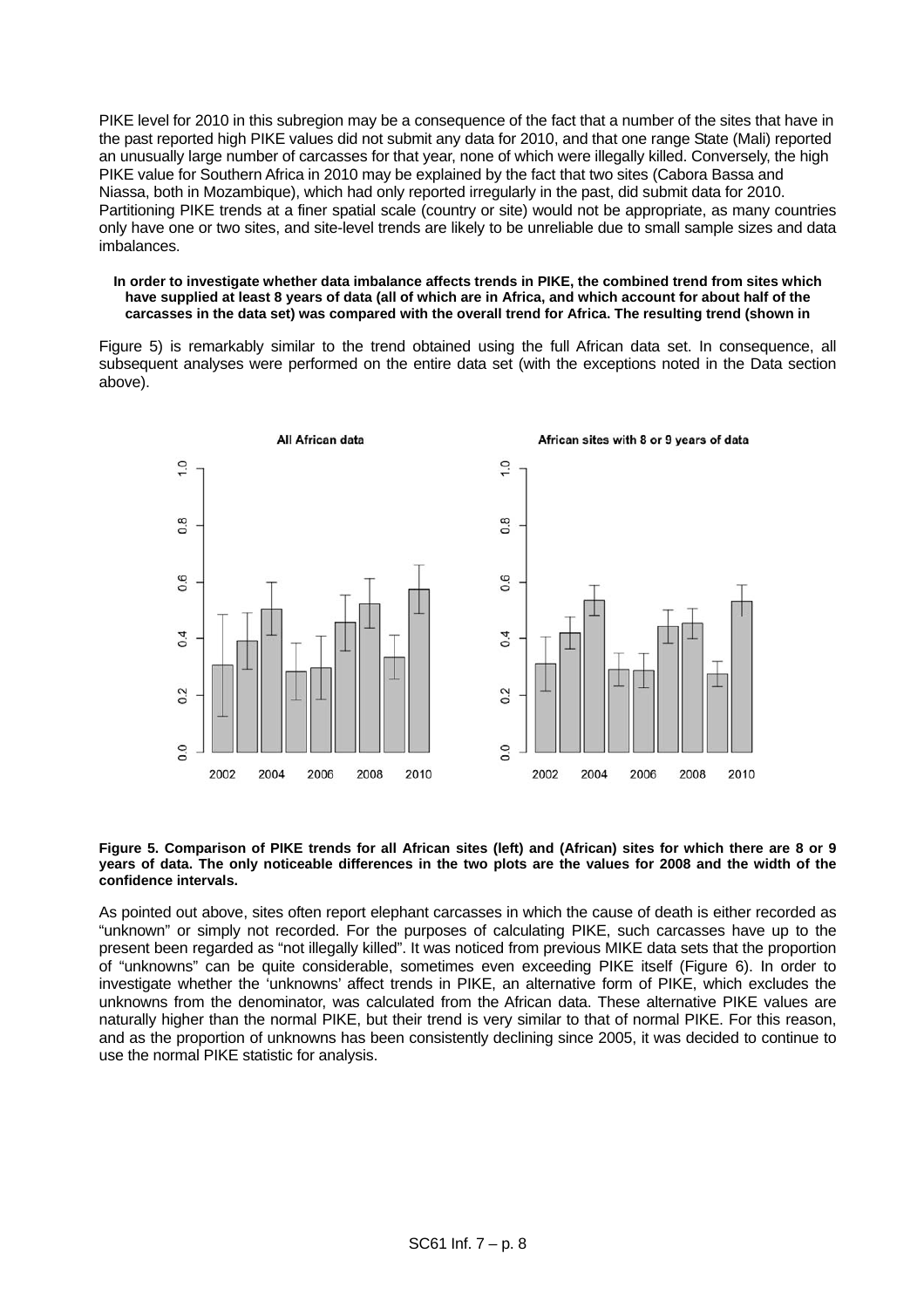PIKE level for 2010 in this subregion may be a consequence of the fact that a number of the sites that have in the past reported high PIKE values did not submit any data for 2010, and that one range State (Mali) reported an unusually large number of carcasses for that year, none of which were illegally killed. Conversely, the high PIKE value for Southern Africa in 2010 may be explained by the fact that two sites (Cabora Bassa and Niassa, both in Mozambique), which had only reported irregularly in the past, did submit data for 2010. Partitioning PIKE trends at a finer spatial scale (country or site) would not be appropriate, as many countries only have one or two sites, and site-level trends are likely to be unreliable due to small sample sizes and data imbalances.

**In order to investigate whether data imbalance affects trends in PIKE, the combined trend from sites which have supplied at least 8 years of data (all of which are in Africa, and which account for about half of the carcasses in the data set) was compared with the overall trend for Africa. The resulting trend (shown in**

Figure 5) is remarkably similar to the trend obtained using the full African data set. In consequence, all subsequent analyses were performed on the entire data set (with the exceptions noted in the Data section above).

**Figure 5. Comparison of PIKE trends for all African sites (left) and (African) sites for which there are 8 or 9 years of data. The only noticeable differences in the two plots are the values for 2008 and the width of the confidence intervals.**

As pointed out above, sites often report elephant carcasses in which the cause of death is either recorded as "unknown" or simply not recorded. For the purposes of calculating PIKE, such carcasses have up to the present been regarded as "not illegally killed". It was noticed from previous MIKE data sets that the proportion of "unknowns" can be quite considerable, sometimes even exceeding PIKE itself (Figure 6). In order to investigate whether the 'unknowns' affect trends in PIKE, an alternative form of PIKE, which excludes the unknowns from the denominator, was calculated from the African data. These alternative PIKE values are naturally higher than the normal PIKE, but their trend is very similar to that of normal PIKE. For this reason, and as the proportion of unknowns has been consistently declining since 2005, it was decided to continue to use the normal PIKE statistic for analysis.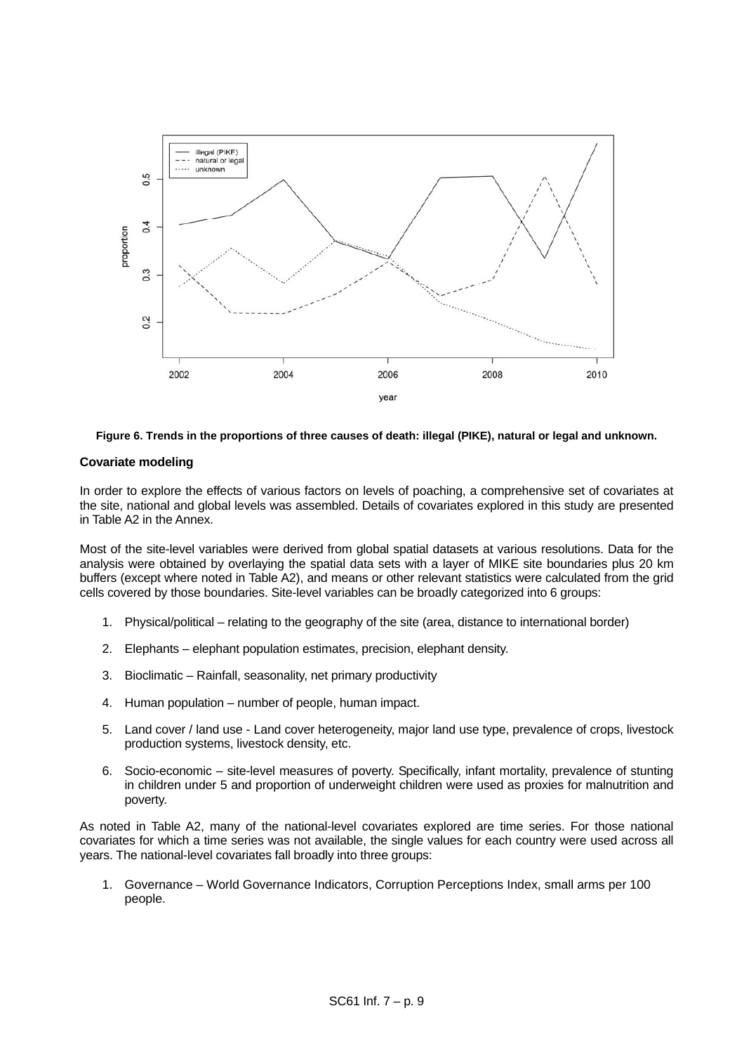**Figure 6. Trends in the proportions of three causes of death: illegal (PIKE), natural or legal and unknown.**

### Covariate modeling

In order to explore the effects of various factors on levels of poaching, a comprehensive set of covariates at the site, national and global levels was assembled. Details of covariates explored in this study are presented in Table A2 in the Annex.

Most of the site-level variables were derived from global spatial datasets at various resolutions. Data for the analysis were obtained by overlaying the spatial data sets with a layer of MIKE site boundaries plus 20 km buffers (except where noted in Table A2), and means or other relevant statistics were calculated from the grid cells covered by those boundaries. Site-level variables can be broadly categorized into 6 groups:

1. Physical/political – relating to the geography of the site (area, distance to international border)
2. Elephants – elephant population estimates, precision, elephant density.
3. Bioclimatic – Rainfall, seasonality, net primary productivity
4. Human population – number of people, human impact.
5. Land cover / land use - Land cover heterogeneity, major land use type, prevalence of crops, livestock production systems, livestock density, etc.
6. Socio-economic – site-level measures of poverty. Specifically, infant mortality, prevalence of stunting in children under 5 and proportion of underweight children were used as proxies for malnutrition and poverty.

As noted in Table A2, many of the national-level covariates explored are time series. For those national covariates for which a time series was not available, the single values for each country were used across all years. The national-level covariates fall broadly into three groups:

1. Governance – World Governance Indicators, Corruption Perceptions Index, small arms per 100 people.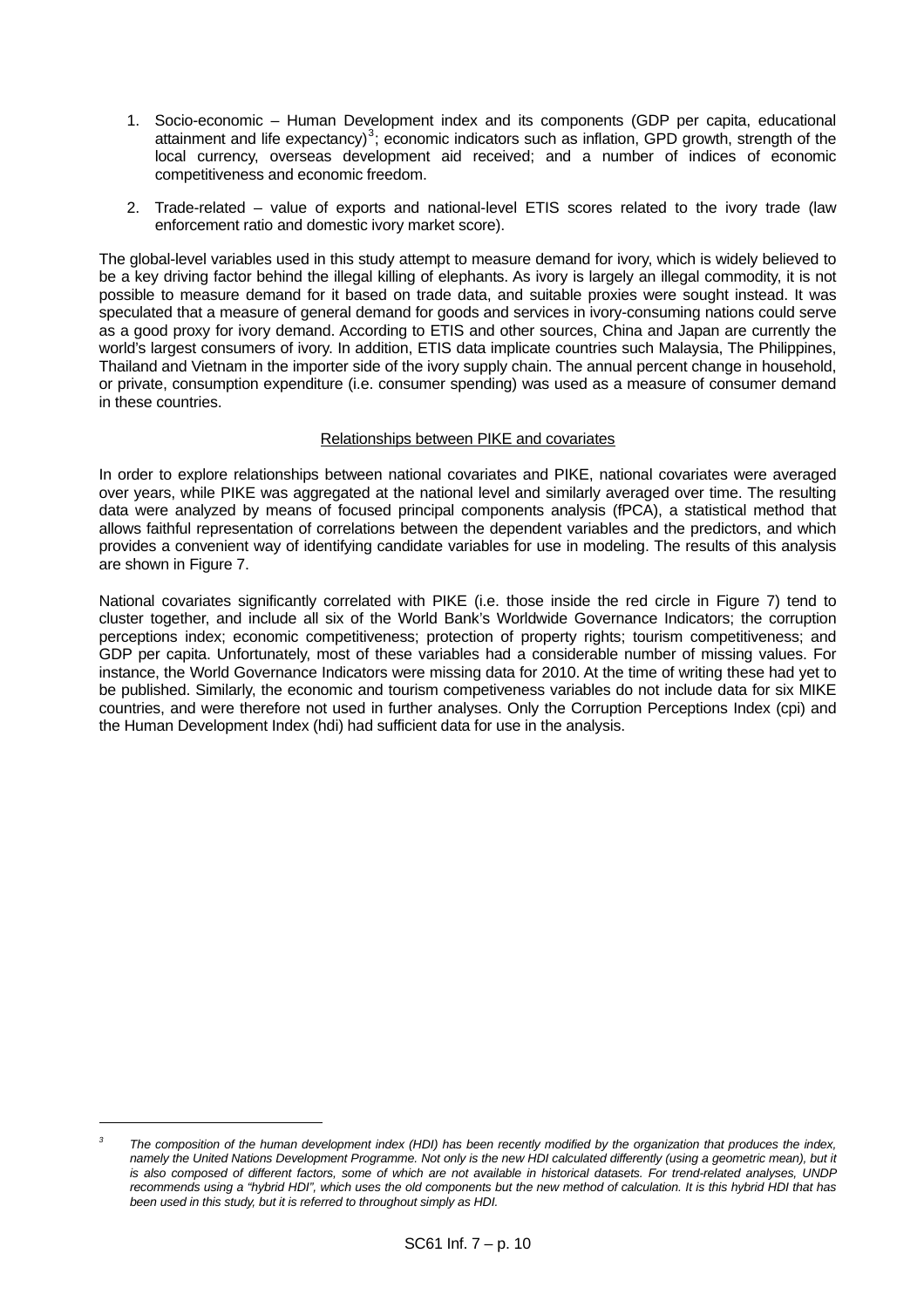1. Socio-economic – Human Development index and its components (GDP per capita, educational attainment and life expectancy)[3]; economic indicators such as inflation, GPD growth, strength of the local currency, overseas development aid received; and a number of indices of economic competitiveness and economic freedom.

2. Trade-related – value of exports and national-level ETIS scores related to the ivory trade (law enforcement ratio and domestic ivory market score).

The global-level variables used in this study attempt to measure demand for ivory, which is widely believed to be a key driving factor behind the illegal killing of elephants. As ivory is largely an illegal commodity, it is not possible to measure demand for it based on trade data, and suitable proxies were sought instead. It was speculated that a measure of general demand for goods and services in ivory-consuming nations could serve as a good proxy for ivory demand. According to ETIS and other sources, China and Japan are currently the world's largest consumers of ivory. In addition, ETIS data implicate countries such Malaysia, The Philippines, Thailand and Vietnam in the importer side of the ivory supply chain. The annual percent change in household, or private, consumption expenditure (i.e. consumer spending) was used as a measure of consumer demand in these countries.

<u>Relationships between PIKE and covariates</u>

In order to explore relationships between national covariates and PIKE, national covariates were averaged over years, while PIKE was aggregated at the national level and similarly averaged over time. The resulting data were analyzed by means of focused principal components analysis (fPCA), a statistical method that allows faithful representation of correlations between the dependent variables and the predictors, and which provides a convenient way of identifying candidate variables for use in modeling. The results of this analysis are shown in Figure 7.

National covariates significantly correlated with PIKE (i.e. those inside the red circle in Figure 7) tend to cluster together, and include all six of the World Bank's Worldwide Governance Indicators; the corruption perceptions index; economic competitiveness; protection of property rights; tourism competitiveness; and GDP per capita. Unfortunately, most of these variables had a considerable number of missing values. For instance, the World Governance Indicators were missing data for 2010. At the time of writing these had yet to be published. Similarly, the economic and tourism competiveness variables do not include data for six MIKE countries, and were therefore not used in further analyses. Only the Corruption Perceptions Index (cpi) and the Human Development Index (hdi) had sufficient data for use in the analysis.

---

[3] *The composition of the human development index (HDI) has been recently modified by the organization that produces the index, namely the United Nations Development Programme. Not only is the new HDI calculated differently (using a geometric mean), but it is also composed of different factors, some of which are not available in historical datasets. For trend-related analyses, UNDP recommends using a "hybrid HDI", which uses the old components but the new method of calculation. It is this hybrid HDI that has been used in this study, but it is referred to throughout simply as HDI.*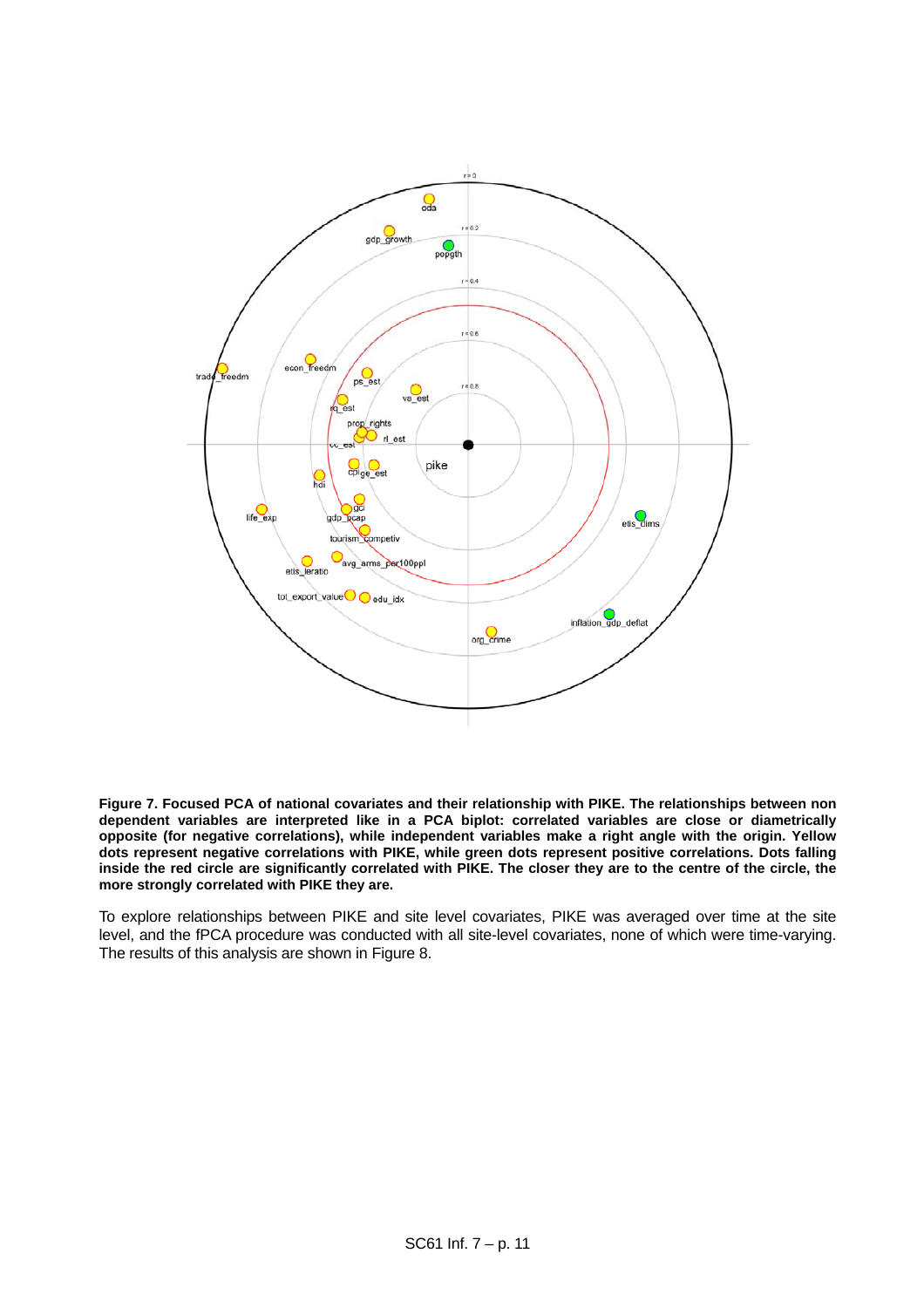**Figure 7. Focused PCA of national covariates and their relationship with PIKE. The relationships between non dependent variables are interpreted like in a PCA biplot: correlated variables are close or diametrically opposite (for negative correlations), while independent variables make a right angle with the origin. Yellow dots represent negative correlations with PIKE, while green dots represent positive correlations. Dots falling inside the red circle are significantly correlated with PIKE. The closer they are to the centre of the circle, the more strongly correlated with PIKE they are.**

To explore relationships between PIKE and site level covariates, PIKE was averaged over time at the site level, and the fPCA procedure was conducted with all site-level covariates, none of which were time-varying. The results of this analysis are shown in Figure 8.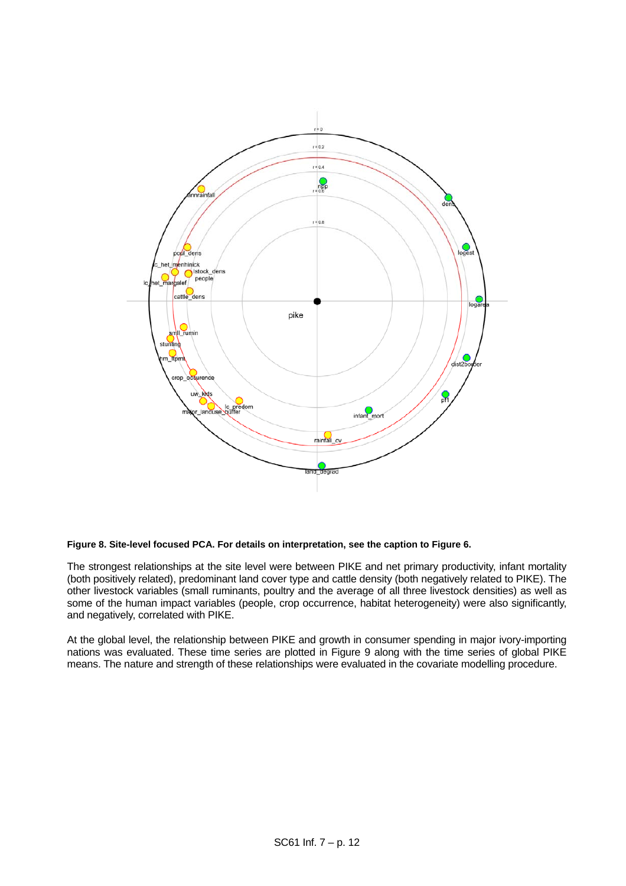**Figure 8. Site-level focused PCA. For details on interpretation, see the caption to Figure 6.**

The strongest relationships at the site level were between PIKE and net primary productivity, infant mortality (both positively related), predominant land cover type and cattle density (both negatively related to PIKE). The other livestock variables (small ruminants, poultry and the average of all three livestock densities) as well as some of the human impact variables (people, crop occurrence, habitat heterogeneity) were also significantly, and negatively, correlated with PIKE.

At the global level, the relationship between PIKE and growth in consumer spending in major ivory-importing nations was evaluated. These time series are plotted in Figure 9 along with the time series of global PIKE means. The nature and strength of these relationships were evaluated in the covariate modelling procedure.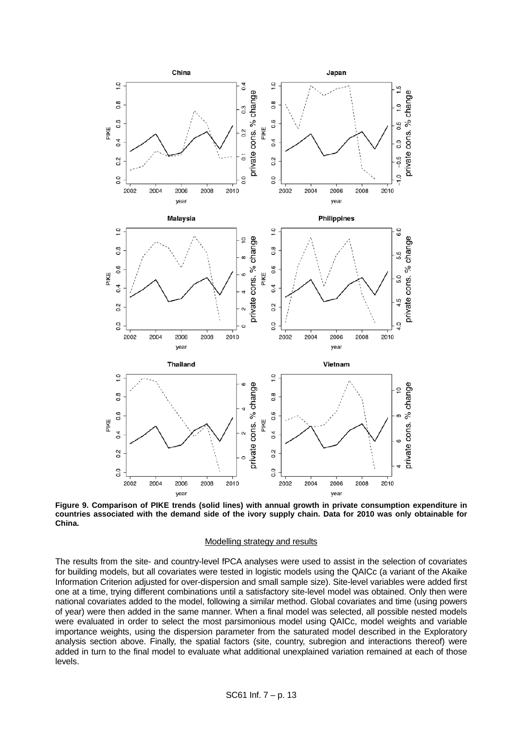**Figure 9. Comparison of PIKE trends (solid lines) with annual growth in private consumption expenditure in countries associated with the demand side of the ivory supply chain. Data for 2010 was only obtainable for China.**

<u>Modelling strategy and results</u>

The results from the site- and country-level fPCA analyses were used to assist in the selection of covariates for building models, but all covariates were tested in logistic models using the QAICc (a variant of the Akaike Information Criterion adjusted for over-dispersion and small sample size). Site-level variables were added first one at a time, trying different combinations until a satisfactory site-level model was obtained. Only then were national covariates added to the model, following a similar method. Global covariates and time (using powers of year) were then added in the same manner. When a final model was selected, all possible nested models were evaluated in order to select the most parsimonious model using QAICc, model weights and variable importance weights, using the dispersion parameter from the saturated model described in the Exploratory analysis section above. Finally, the spatial factors (site, country, subregion and interactions thereof) were added in turn to the final model to evaluate what additional unexplained variation remained at each of those levels.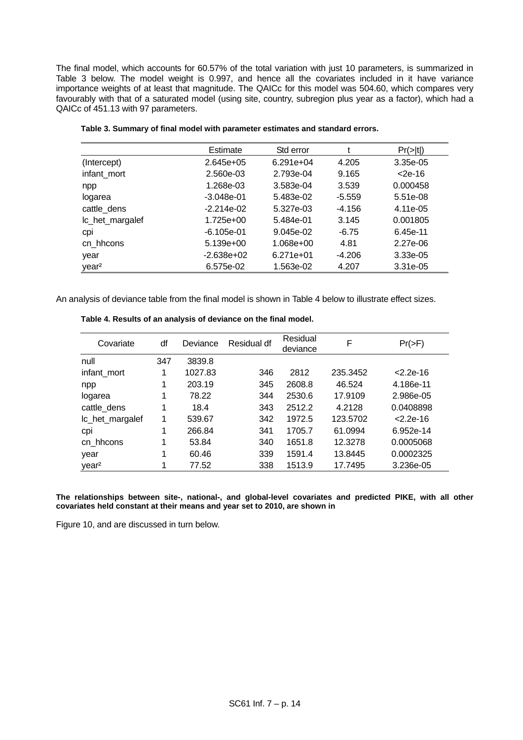The final model, which accounts for 60.57% of the total variation with just 10 parameters, is summarized in Table 3 below. The model weight is 0.997, and hence all the covariates included in it have variance importance weights of at least that magnitude. The QAICc for this model was 504.60, which compares very favourably with that of a saturated model (using site, country, subregion plus year as a factor), which had a QAICc of 451.13 with 97 parameters.

**Table 3. Summary of final model with parameter estimates and standard errors.**

| | Estimate | Std error | t | Pr(>\|t\|) |
|---|---|---|---|---|
| (Intercept) | 2.645e+05 | 6.291e+04 | 4.205 | 3.35e-05 |
| infant_mort | 2.560e-03 | 2.793e-04 | 9.165 | <2e-16 |
| npp | 1.268e-03 | 3.583e-04 | 3.539 | 0.000458 |
| logarea | -3.048e-01 | 5.483e-02 | -5.559 | 5.51e-08 |
| cattle_dens | -2.214e-02 | 5.327e-03 | -4.156 | 4.11e-05 |
| lc_het_margalef | 1.725e+00 | 5.484e-01 | 3.145 | 0.001805 |
| cpi | -6.105e-01 | 9.045e-02 | -6.75 | 6.45e-11 |
| cn_hhcons | 5.139e+00 | 1.068e+00 | 4.81 | 2.27e-06 |
| year | -2.638e+02 | 6.271e+01 | -4.206 | 3.33e-05 |
| year² | 6.575e-02 | 1.563e-02 | 4.207 | 3.31e-05 |

An analysis of deviance table from the final model is shown in Table 4 below to illustrate effect sizes.

**Table 4. Results of an analysis of deviance on the final model.**

| Covariate | df | Deviance | Residual df | Residual deviance | F | Pr(>F) |
|---|---|---|---|---|---|---|
| null | 347 | 3839.8 | | | | |
| infant_mort | 1 | 1027.83 | 346 | 2812 | 235.3452 | <2.2e-16 |
| npp | 1 | 203.19 | 345 | 2608.8 | 46.524 | 4.186e-11 |
| logarea | 1 | 78.22 | 344 | 2530.6 | 17.9109 | 2.986e-05 |
| cattle_dens | 1 | 18.4 | 343 | 2512.2 | 4.2128 | 0.0408898 |
| lc_het_margalef | 1 | 539.67 | 342 | 1972.5 | 123.5702 | <2.2e-16 |
| cpi | 1 | 266.84 | 341 | 1705.7 | 61.0994 | 6.952e-14 |
| cn_hhcons | 1 | 53.84 | 340 | 1651.8 | 12.3278 | 0.0005068 |
| year | 1 | 60.46 | 339 | 1591.4 | 13.8445 | 0.0002325 |
| year² | 1 | 77.52 | 338 | 1513.9 | 17.7495 | 3.236e-05 |

**The relationships between site-, national-, and global-level covariates and predicted PIKE, with all other covariates held constant at their means and year set to 2010, are shown in**

Figure 10, and are discussed in turn below.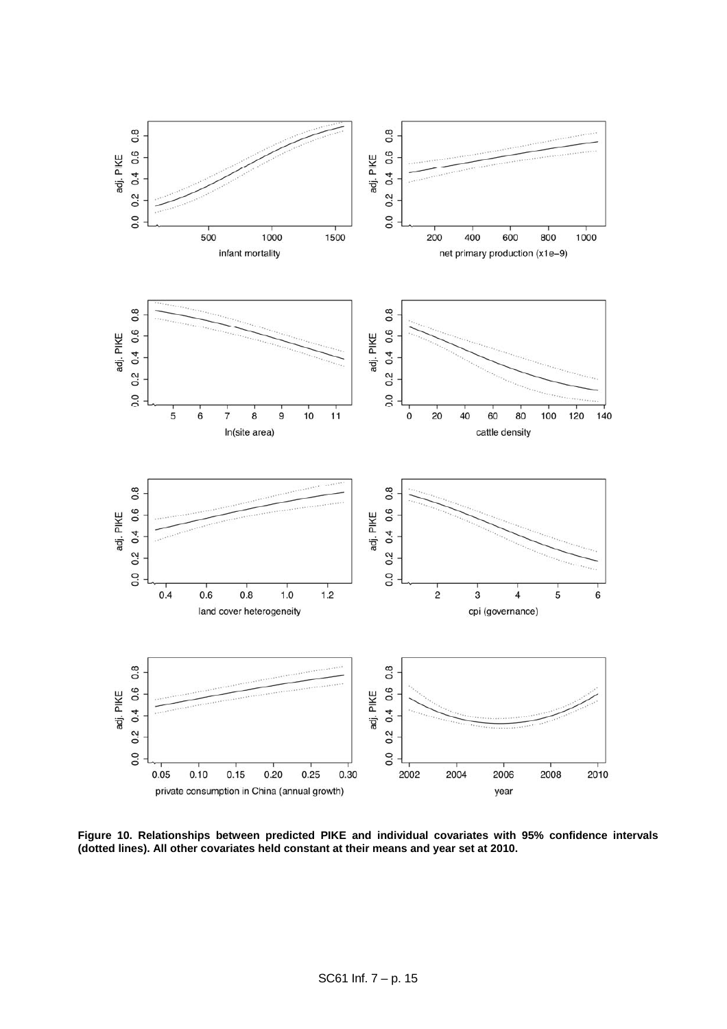**Figure 10. Relationships between predicted PIKE and individual covariates with 95% confidence intervals (dotted lines). All other covariates held constant at their means and year set at 2010.**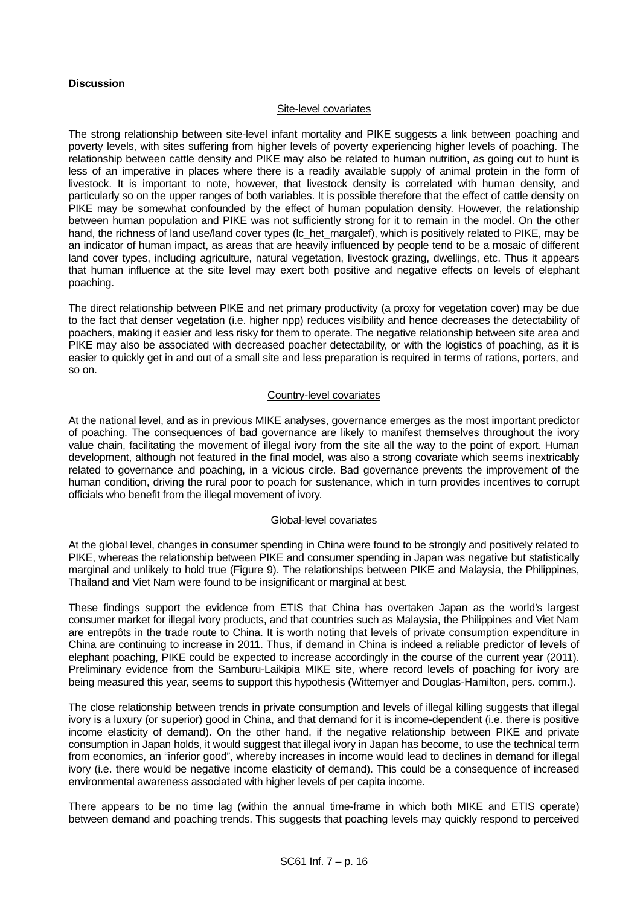**Discussion**

Site-level covariates

The strong relationship between site-level infant mortality and PIKE suggests a link between poaching and poverty levels, with sites suffering from higher levels of poverty experiencing higher levels of poaching. The relationship between cattle density and PIKE may also be related to human nutrition, as going out to hunt is less of an imperative in places where there is a readily available supply of animal protein in the form of livestock. It is important to note, however, that livestock density is correlated with human density, and particularly so on the upper ranges of both variables. It is possible therefore that the effect of cattle density on PIKE may be somewhat confounded by the effect of human population density. However, the relationship between human population and PIKE was not sufficiently strong for it to remain in the model. On the other hand, the richness of land use/land cover types (lc_het_margalef), which is positively related to PIKE, may be an indicator of human impact, as areas that are heavily influenced by people tend to be a mosaic of different land cover types, including agriculture, natural vegetation, livestock grazing, dwellings, etc. Thus it appears that human influence at the site level may exert both positive and negative effects on levels of elephant poaching.

The direct relationship between PIKE and net primary productivity (a proxy for vegetation cover) may be due to the fact that denser vegetation (i.e. higher npp) reduces visibility and hence decreases the detectability of poachers, making it easier and less risky for them to operate. The negative relationship between site area and PIKE may also be associated with decreased poacher detectability, or with the logistics of poaching, as it is easier to quickly get in and out of a small site and less preparation is required in terms of rations, porters, and so on.

Country-level covariates

At the national level, and as in previous MIKE analyses, governance emerges as the most important predictor of poaching. The consequences of bad governance are likely to manifest themselves throughout the ivory value chain, facilitating the movement of illegal ivory from the site all the way to the point of export. Human development, although not featured in the final model, was also a strong covariate which seems inextricably related to governance and poaching, in a vicious circle. Bad governance prevents the improvement of the human condition, driving the rural poor to poach for sustenance, which in turn provides incentives to corrupt officials who benefit from the illegal movement of ivory.

Global-level covariates

At the global level, changes in consumer spending in China were found to be strongly and positively related to PIKE, whereas the relationship between PIKE and consumer spending in Japan was negative but statistically marginal and unlikely to hold true (Figure 9). The relationships between PIKE and Malaysia, the Philippines, Thailand and Viet Nam were found to be insignificant or marginal at best.

These findings support the evidence from ETIS that China has overtaken Japan as the world's largest consumer market for illegal ivory products, and that countries such as Malaysia, the Philippines and Viet Nam are entrepôts in the trade route to China. It is worth noting that levels of private consumption expenditure in China are continuing to increase in 2011. Thus, if demand in China is indeed a reliable predictor of levels of elephant poaching, PIKE could be expected to increase accordingly in the course of the current year (2011). Preliminary evidence from the Samburu-Laikipia MIKE site, where record levels of poaching for ivory are being measured this year, seems to support this hypothesis (Wittemyer and Douglas-Hamilton, pers. comm.).

The close relationship between trends in private consumption and levels of illegal killing suggests that illegal ivory is a luxury (or superior) good in China, and that demand for it is income-dependent (i.e. there is positive income elasticity of demand). On the other hand, if the negative relationship between PIKE and private consumption in Japan holds, it would suggest that illegal ivory in Japan has become, to use the technical term from economics, an "inferior good", whereby increases in income would lead to declines in demand for illegal ivory (i.e. there would be negative income elasticity of demand). This could be a consequence of increased environmental awareness associated with higher levels of per capita income.

There appears to be no time lag (within the annual time-frame in which both MIKE and ETIS operate) between demand and poaching trends. This suggests that poaching levels may quickly respond to perceived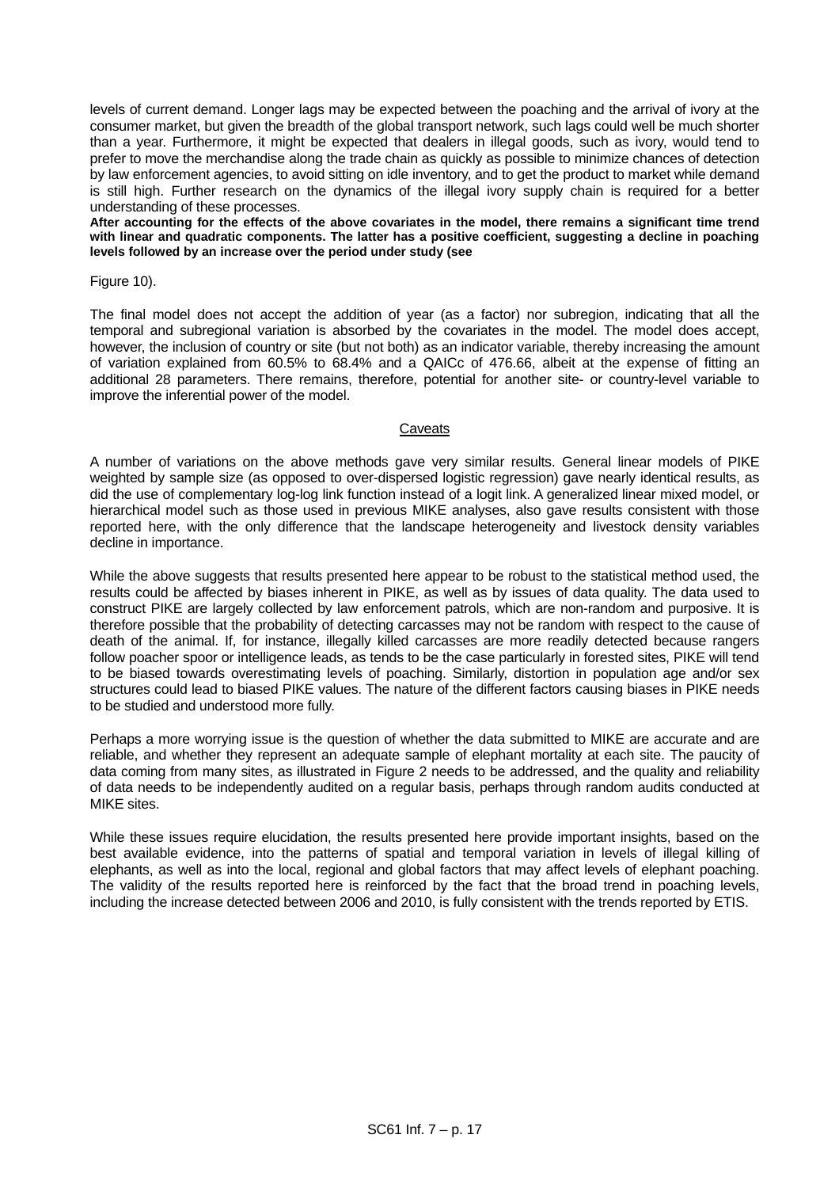levels of current demand. Longer lags may be expected between the poaching and the arrival of ivory at the consumer market, but given the breadth of the global transport network, such lags could well be much shorter than a year. Furthermore, it might be expected that dealers in illegal goods, such as ivory, would tend to prefer to move the merchandise along the trade chain as quickly as possible to minimize chances of detection by law enforcement agencies, to avoid sitting on idle inventory, and to get the product to market while demand is still high. Further research on the dynamics of the illegal ivory supply chain is required for a better understanding of these processes.

**After accounting for the effects of the above covariates in the model, there remains a significant time trend with linear and quadratic components. The latter has a positive coefficient, suggesting a decline in poaching levels followed by an increase over the period under study (see**

Figure 10).

The final model does not accept the addition of year (as a factor) nor subregion, indicating that all the temporal and subregional variation is absorbed by the covariates in the model. The model does accept, however, the inclusion of country or site (but not both) as an indicator variable, thereby increasing the amount of variation explained from 60.5% to 68.4% and a QAICc of 476.66, albeit at the expense of fitting an additional 28 parameters. There remains, therefore, potential for another site- or country-level variable to improve the inferential power of the model.

## Caveats

A number of variations on the above methods gave very similar results. General linear models of PIKE weighted by sample size (as opposed to over-dispersed logistic regression) gave nearly identical results, as did the use of complementary log-log link function instead of a logit link. A generalized linear mixed model, or hierarchical model such as those used in previous MIKE analyses, also gave results consistent with those reported here, with the only difference that the landscape heterogeneity and livestock density variables decline in importance.

While the above suggests that results presented here appear to be robust to the statistical method used, the results could be affected by biases inherent in PIKE, as well as by issues of data quality. The data used to construct PIKE are largely collected by law enforcement patrols, which are non-random and purposive. It is therefore possible that the probability of detecting carcasses may not be random with respect to the cause of death of the animal. If, for instance, illegally killed carcasses are more readily detected because rangers follow poacher spoor or intelligence leads, as tends to be the case particularly in forested sites, PIKE will tend to be biased towards overestimating levels of poaching. Similarly, distortion in population age and/or sex structures could lead to biased PIKE values. The nature of the different factors causing biases in PIKE needs to be studied and understood more fully.

Perhaps a more worrying issue is the question of whether the data submitted to MIKE are accurate and are reliable, and whether they represent an adequate sample of elephant mortality at each site. The paucity of data coming from many sites, as illustrated in Figure 2 needs to be addressed, and the quality and reliability of data needs to be independently audited on a regular basis, perhaps through random audits conducted at MIKE sites.

While these issues require elucidation, the results presented here provide important insights, based on the best available evidence, into the patterns of spatial and temporal variation in levels of illegal killing of elephants, as well as into the local, regional and global factors that may affect levels of elephant poaching. The validity of the results reported here is reinforced by the fact that the broad trend in poaching levels, including the increase detected between 2006 and 2010, is fully consistent with the trends reported by ETIS.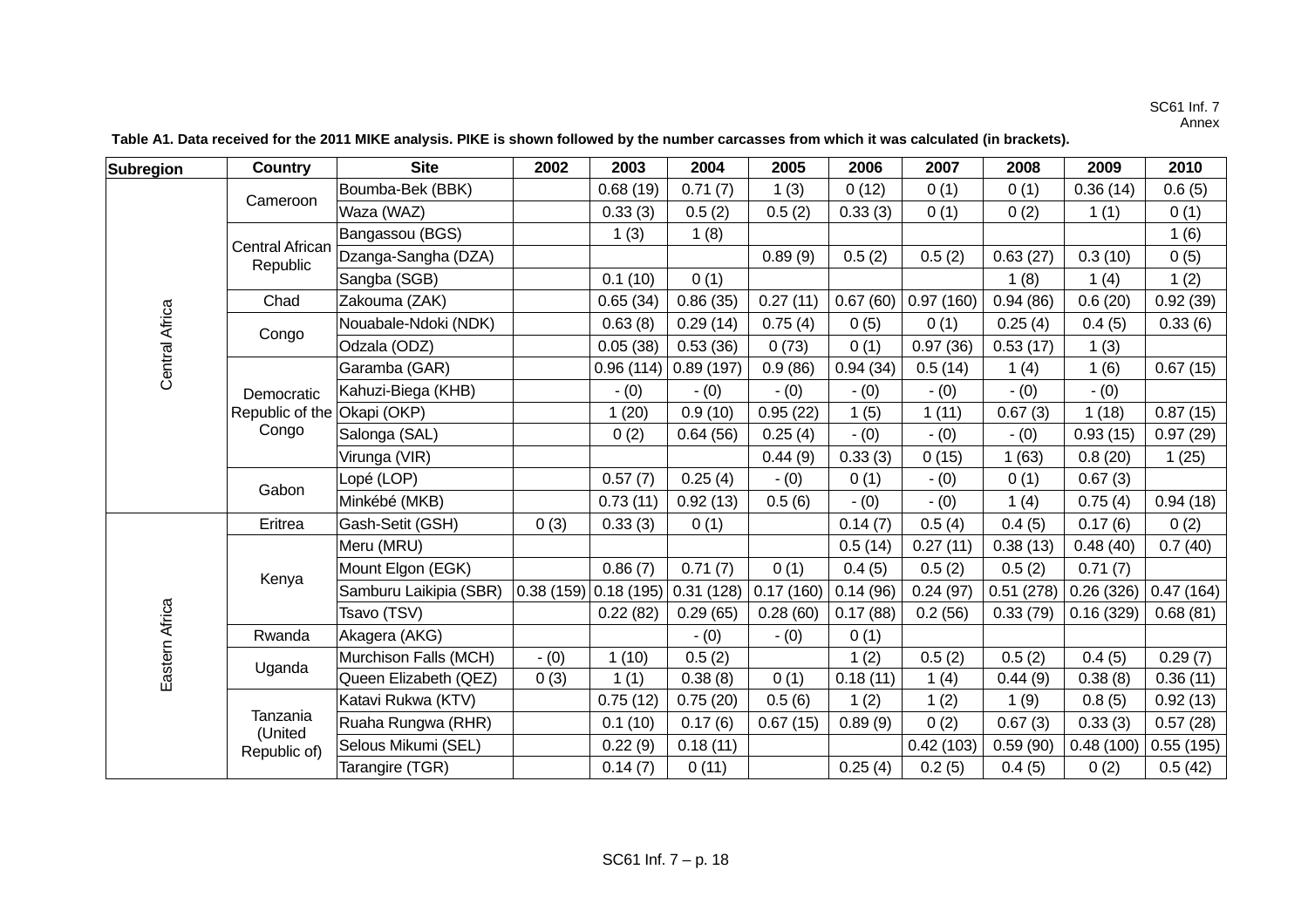SC61 Inf. 7
Annex

**Table A1. Data received for the 2011 MIKE analysis. PIKE is shown followed by the number carcasses from which it was calculated (in brackets).**

| Subregion | Country | Site | 2002 | 2003 | 2004 | 2005 | 2006 | 2007 | 2008 | 2009 | 2010 |
|---|---|---|---|---|---|---|---|---|---|---|---|
| Central Africa | Cameroon | Boumba-Bek (BBK) | | 0.68 (19) | 0.71 (7) | 1 (3) | 0 (12) | 0 (1) | 0 (1) | 0.36 (14) | 0.6 (5) |
| | | Waza (WAZ) | | 0.33 (3) | 0.5 (2) | 0.5 (2) | 0.33 (3) | 0 (1) | 0 (2) | 1 (1) | 0 (1) |
| | Central African Republic | Bangassou (BGS) | | 1 (3) | 1 (8) | | | | | | 1 (6) |
| | | Dzanga-Sangha (DZA) | | | | 0.89 (9) | 0.5 (2) | 0.5 (2) | 0.63 (27) | 0.3 (10) | 0 (5) |
| | | Sangba (SGB) | | 0.1 (10) | 0 (1) | | | | 1 (8) | 1 (4) | 1 (2) |
| | Chad | Zakouma (ZAK) | | 0.65 (34) | 0.86 (35) | 0.27 (11) | 0.67 (60) | 0.97 (160) | 0.94 (86) | 0.6 (20) | 0.92 (39) |
| | Congo | Nouabale-Ndoki (NDK) | | 0.63 (8) | 0.29 (14) | 0.75 (4) | 0 (5) | 0 (1) | 0.25 (4) | 0.4 (5) | 0.33 (6) |
| | | Odzala (ODZ) | | 0.05 (38) | 0.53 (36) | 0 (73) | 0 (1) | 0.97 (36) | 0.53 (17) | 1 (3) | |
| | Democratic Republic of the Congo | Garamba (GAR) | | 0.96 (114) | 0.89 (197) | 0.9 (86) | 0.94 (34) | 0.5 (14) | 1 (4) | 1 (6) | 0.67 (15) |
| | | Kahuzi-Biega (KHB) | | - (0) | - (0) | - (0) | - (0) | - (0) | - (0) | - (0) | |
| | | Okapi (OKP) | | 1 (20) | 0.9 (10) | 0.95 (22) | 1 (5) | 1 (11) | 0.67 (3) | 1 (18) | 0.87 (15) |
| | | Salonga (SAL) | | 0 (2) | 0.64 (56) | 0.25 (4) | - (0) | - (0) | - (0) | 0.93 (15) | 0.97 (29) |
| | | Virunga (VIR) | | | | 0.44 (9) | 0.33 (3) | 0 (15) | 1 (63) | 0.8 (20) | 1 (25) |
| | Gabon | Lopé (LOP) | | 0.57 (7) | 0.25 (4) | - (0) | 0 (1) | - (0) | 0 (1) | 0.67 (3) | |
| | | Minkébé (MKB) | | 0.73 (11) | 0.92 (13) | 0.5 (6) | - (0) | - (0) | 1 (4) | 0.75 (4) | 0.94 (18) |
| Eastern Africa | Eritrea | Gash-Setit (GSH) | 0 (3) | 0.33 (3) | 0 (1) | | 0.14 (7) | 0.5 (4) | 0.4 (5) | 0.17 (6) | 0 (2) |
| | Kenya | Meru (MRU) | | | | | 0.5 (14) | 0.27 (11) | 0.38 (13) | 0.48 (40) | 0.7 (40) |
| | | Mount Elgon (EGK) | | 0.86 (7) | 0.71 (7) | 0 (1) | 0.4 (5) | 0.5 (2) | 0.5 (2) | 0.71 (7) | |
| | | Samburu Laikipia (SBR) | 0.38 (159) | 0.18 (195) | 0.31 (128) | 0.17 (160) | 0.14 (96) | 0.24 (97) | 0.51 (278) | 0.26 (326) | 0.47 (164) |
| | | Tsavo (TSV) | | 0.22 (82) | 0.29 (65) | 0.28 (60) | 0.17 (88) | 0.2 (56) | 0.33 (79) | 0.16 (329) | 0.68 (81) |
| | Rwanda | Akagera (AKG) | | | - (0) | - (0) | 0 (1) | | | | |
| | Uganda | Murchison Falls (MCH) | - (0) | 1 (10) | 0.5 (2) | | 1 (2) | 0.5 (2) | 0.5 (2) | 0.4 (5) | 0.29 (7) |
| | | Queen Elizabeth (QEZ) | 0 (3) | 1 (1) | 0.38 (8) | 0 (1) | 0.18 (11) | 1 (4) | 0.44 (9) | 0.38 (8) | 0.36 (11) |
| | Tanzania (United Republic of) | Katavi Rukwa (KTV) | | 0.75 (12) | 0.75 (20) | 0.5 (6) | 1 (2) | 1 (2) | 1 (9) | 0.8 (5) | 0.92 (13) |
| | | Ruaha Rungwa (RHR) | | 0.1 (10) | 0.17 (6) | 0.67 (15) | 0.89 (9) | 0 (2) | 0.67 (3) | 0.33 (3) | 0.57 (28) |
| | | Selous Mikumi (SEL) | | 0.22 (9) | 0.18 (11) | | | 0.42 (103) | 0.59 (90) | 0.48 (100) | 0.55 (195) |
| | | Tarangire (TGR) | | 0.14 (7) | 0 (11) | | 0.25 (4) | 0.2 (5) | 0.4 (5) | 0 (2) | 0.5 (42) |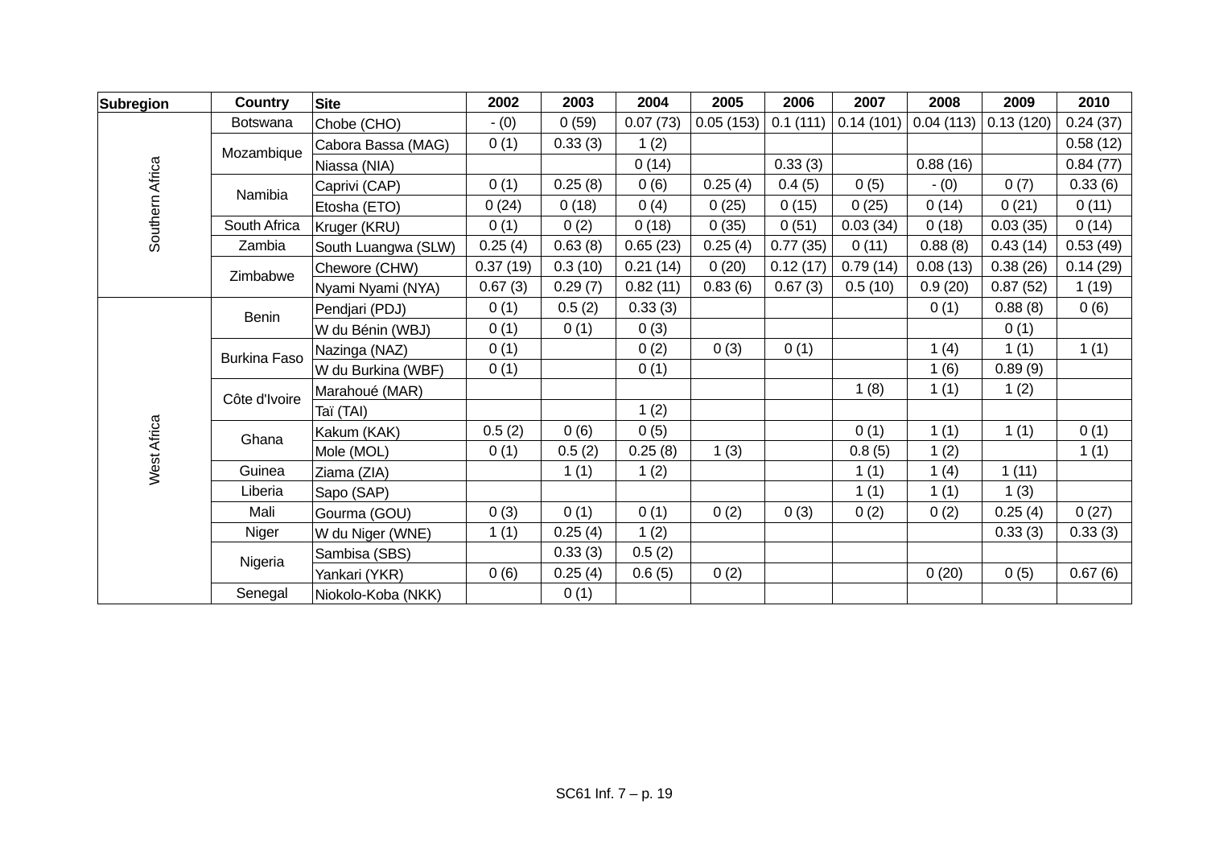| Subregion | Country | Site | 2002 | 2003 | 2004 | 2005 | 2006 | 2007 | 2008 | 2009 | 2010 |
|---|---|---|---|---|---|---|---|---|---|---|---|
| Southern Africa | Botswana | Chobe (CHO) | - (0) | 0 (59) | 0.07 (73) | 0.05 (153) | 0.1 (111) | 0.14 (101) | 0.04 (113) | 0.13 (120) | 0.24 (37) |
| | Mozambique | Cabora Bassa (MAG) | 0 (1) | 0.33 (3) | 1 (2) | | | | | | 0.58 (12) |
| | | Niassa (NIA) | | | 0 (14) | | 0.33 (3) | | 0.88 (16) | | 0.84 (77) |
| | Namibia | Caprivi (CAP) | 0 (1) | 0.25 (8) | 0 (6) | 0.25 (4) | 0.4 (5) | 0 (5) | - (0) | 0 (7) | 0.33 (6) |
| | | Etosha (ETO) | 0 (24) | 0 (18) | 0 (4) | 0 (25) | 0 (15) | 0 (25) | 0 (14) | 0 (21) | 0 (11) |
| | South Africa | Kruger (KRU) | 0 (1) | 0 (2) | 0 (18) | 0 (35) | 0 (51) | 0.03 (34) | 0 (18) | 0.03 (35) | 0 (14) |
| | Zambia | South Luangwa (SLW) | 0.25 (4) | 0.63 (8) | 0.65 (23) | 0.25 (4) | 0.77 (35) | 0 (11) | 0.88 (8) | 0.43 (14) | 0.53 (49) |
| | Zimbabwe | Chewore (CHW) | 0.37 (19) | 0.3 (10) | 0.21 (14) | 0 (20) | 0.12 (17) | 0.79 (14) | 0.08 (13) | 0.38 (26) | 0.14 (29) |
| | | Nyami Nyami (NYA) | 0.67 (3) | 0.29 (7) | 0.82 (11) | 0.83 (6) | 0.67 (3) | 0.5 (10) | 0.9 (20) | 0.87 (52) | 1 (19) |
| West Africa | Benin | Pendjari (PDJ) | 0 (1) | 0.5 (2) | 0.33 (3) | | | | 0 (1) | 0.88 (8) | 0 (6) |
| | | W du Bénin (WBJ) | 0 (1) | 0 (1) | 0 (3) | | | | | 0 (1) | |
| | Burkina Faso | Nazinga (NAZ) | 0 (1) | | 0 (2) | 0 (3) | 0 (1) | | 1 (4) | 1 (1) | 1 (1) |
| | | W du Burkina (WBF) | 0 (1) | | 0 (1) | | | | 1 (6) | 0.89 (9) | |
| | Côte d'Ivoire | Marahoué (MAR) | | | | | | 1 (8) | 1 (1) | 1 (2) | |
| | | Taï (TAI) | | | 1 (2) | | | | | | |
| | Ghana | Kakum (KAK) | 0.5 (2) | 0 (6) | 0 (5) | | | 0 (1) | 1 (1) | 1 (1) | 0 (1) |
| | | Mole (MOL) | 0 (1) | 0.5 (2) | 0.25 (8) | 1 (3) | | 0.8 (5) | 1 (2) | | 1 (1) |
| | Guinea | Ziama (ZIA) | | 1 (1) | 1 (2) | | | 1 (1) | 1 (4) | 1 (11) | |
| | Liberia | Sapo (SAP) | | | | | | 1 (1) | 1 (1) | 1 (3) | |
| | Mali | Gourma (GOU) | 0 (3) | 0 (1) | 0 (1) | 0 (2) | 0 (3) | 0 (2) | 0 (2) | 0.25 (4) | 0 (27) |
| | Niger | W du Niger (WNE) | 1 (1) | 0.25 (4) | 1 (2) | | | | | 0.33 (3) | 0.33 (3) |
| | Nigeria | Sambisa (SBS) | | 0.33 (3) | 0.5 (2) | | | | | | |
| | | Yankari (YKR) | 0 (6) | 0.25 (4) | 0.6 (5) | 0 (2) | | | 0 (20) | 0 (5) | 0.67 (6) |
| | Senegal | Niokolo-Koba (NKK) | | 0 (1) | | | | | | | |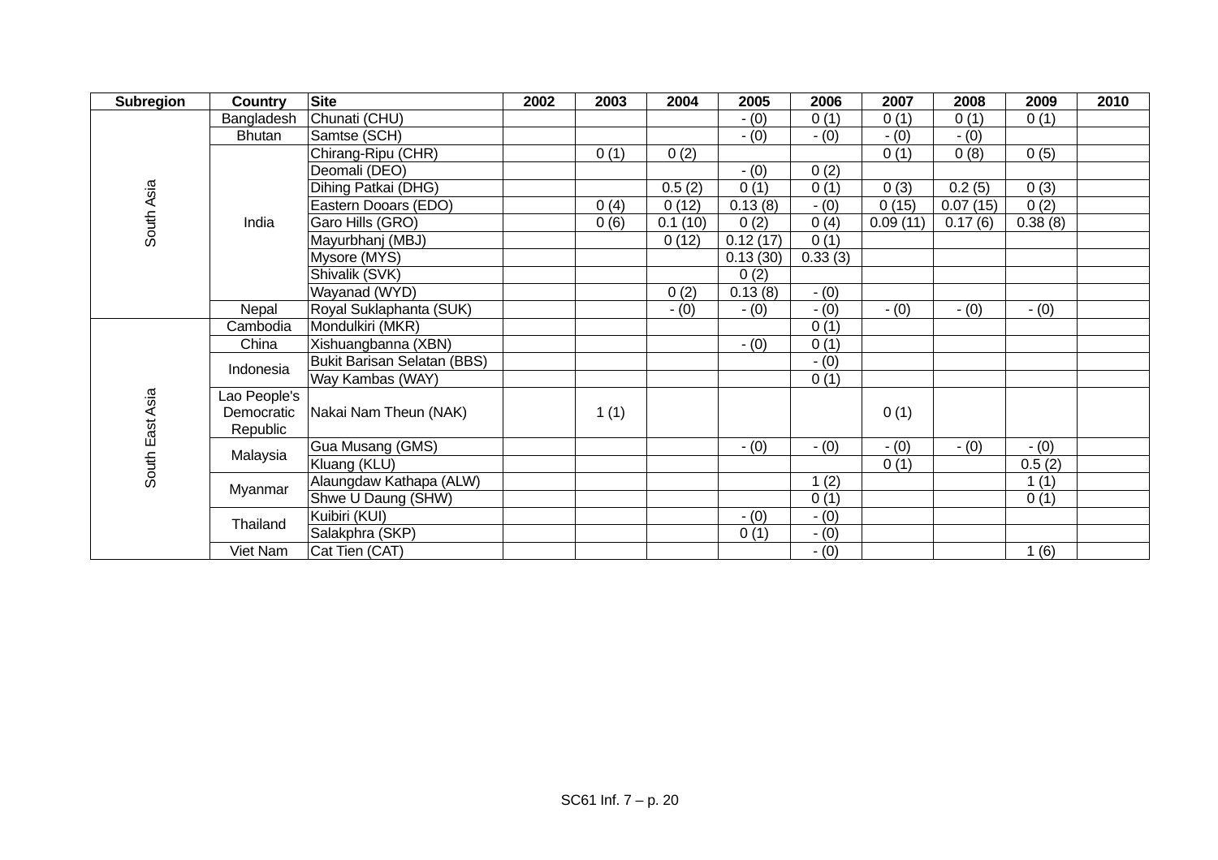| Subregion | Country | Site | 2002 | 2003 | 2004 | 2005 | 2006 | 2007 | 2008 | 2009 | 2010 |
|---|---|---|---|---|---|---|---|---|---|---|---|
| South Asia | Bangladesh | Chunati (CHU) | | | | - (0) | 0 (1) | 0 (1) | 0 (1) | 0 (1) | |
| | Bhutan | Samtse (SCH) | | | | - (0) | - (0) | - (0) | - (0) | | |
| | India | Chirang-Ripu (CHR) | | 0 (1) | 0 (2) | | | 0 (1) | 0 (8) | 0 (5) | |
| | | Deomali (DEO) | | | | - (0) | 0 (2) | | | | |
| | | Dihing Patkai (DHG) | | | 0.5 (2) | 0 (1) | 0 (1) | 0 (3) | 0.2 (5) | 0 (3) | |
| | | Eastern Dooars (EDO) | | 0 (4) | 0 (12) | 0.13 (8) | - (0) | 0 (15) | 0.07 (15) | 0 (2) | |
| | | Garo Hills (GRO) | | 0 (6) | 0.1 (10) | 0 (2) | 0 (4) | 0.09 (11) | 0.17 (6) | 0.38 (8) | |
| | | Mayurbhanj (MBJ) | | | 0 (12) | 0.12 (17) | 0 (1) | | | | |
| | | Mysore (MYS) | | | | 0.13 (30) | 0.33 (3) | | | | |
| | | Shivalik (SVK) | | | | 0 (2) | | | | | |
| | | Wayanad (WYD) | | | 0 (2) | 0.13 (8) | - (0) | | | | |
| | Nepal | Royal Suklaphanta (SUK) | | | - (0) | - (0) | - (0) | - (0) | - (0) | - (0) | |
| South East Asia | Cambodia | Mondulkiri (MKR) | | | | | 0 (1) | | | | |
| | China | Xishuangbanna (XBN) | | | | - (0) | 0 (1) | | | | |
| | Indonesia | Bukit Barisan Selatan (BBS) | | | | | - (0) | | | | |
| | | Way Kambas (WAY) | | | | | 0 (1) | | | | |
| | Lao People's Democratic Republic | Nakai Nam Theun (NAK) | | 1 (1) | | | | 0 (1) | | | |
| | Malaysia | Gua Musang (GMS) | | | | - (0) | - (0) | - (0) | - (0) | - (0) | |
| | | Kluang (KLU) | | | | | | 0 (1) | | 0.5 (2) | |
| | Myanmar | Alaungdaw Kathapa (ALW) | | | | | 1 (2) | | | 1 (1) | |
| | | Shwe U Daung (SHW) | | | | | 0 (1) | | | 0 (1) | |
| | Thailand | Kuibiri (KUI) | | | | - (0) | - (0) | | | | |
| | | Salakphra (SKP) | | | | 0 (1) | - (0) | | | | |
| | Viet Nam | Cat Tien (CAT) | | | | | - (0) | | | 1 (6) | |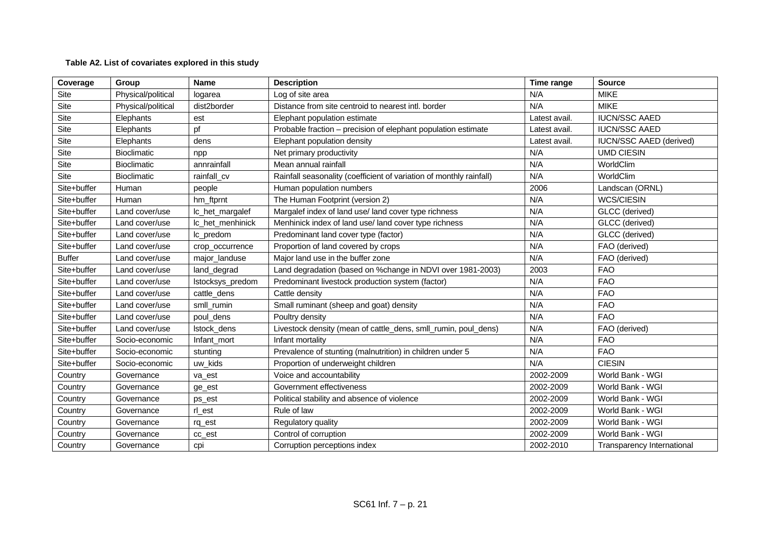**Table A2. List of covariates explored in this study**

| Coverage | Group | Name | Description | Time range | Source |
|---|---|---|---|---|---|
| Site | Physical/political | logarea | Log of site area | N/A | MIKE |
| Site | Physical/political | dist2border | Distance from site centroid to nearest intl. border | N/A | MIKE |
| Site | Elephants | est | Elephant population estimate | Latest avail. | IUCN/SSC AAED |
| Site | Elephants | pf | Probable fraction – precision of elephant population estimate | Latest avail. | IUCN/SSC AAED |
| Site | Elephants | dens | Elephant population density | Latest avail. | IUCN/SSC AAED (derived) |
| Site | Bioclimatic | npp | Net primary productivity | N/A | UMD CIESIN |
| Site | Bioclimatic | annrainfall | Mean annual rainfall | N/A | WorldClim |
| Site | Bioclimatic | rainfall_cv | Rainfall seasonality (coefficient of variation of monthly rainfall) | N/A | WorldClim |
| Site+buffer | Human | people | Human population numbers | 2006 | Landscan (ORNL) |
| Site+buffer | Human | hm_ftprnt | The Human Footprint (version 2) | N/A | WCS/CIESIN |
| Site+buffer | Land cover/use | lc_het_margalef | Margalef index of land use/ land cover type richness | N/A | GLCC (derived) |
| Site+buffer | Land cover/use | lc_het_menhinick | Menhinick index of land use/ land cover type richness | N/A | GLCC (derived) |
| Site+buffer | Land cover/use | lc_predom | Predominant land cover type (factor) | N/A | GLCC (derived) |
| Site+buffer | Land cover/use | crop_occurrence | Proportion of land covered by crops | N/A | FAO (derived) |
| Buffer | Land cover/use | major_landuse | Major land use in the buffer zone | N/A | FAO (derived) |
| Site+buffer | Land cover/use | land_degrad | Land degradation (based on %change in NDVI over 1981-2003) | 2003 | FAO |
| Site+buffer | Land cover/use | lstocksys_predom | Predominant livestock production system (factor) | N/A | FAO |
| Site+buffer | Land cover/use | cattle_dens | Cattle density | N/A | FAO |
| Site+buffer | Land cover/use | smll_rumin | Small ruminant (sheep and goat) density | N/A | FAO |
| Site+buffer | Land cover/use | poul_dens | Poultry density | N/A | FAO |
| Site+buffer | Land cover/use | lstock_dens | Livestock density (mean of cattle_dens, smll_rumin, poul_dens) | N/A | FAO (derived) |
| Site+buffer | Socio-economic | Infant_mort | Infant mortality | N/A | FAO |
| Site+buffer | Socio-economic | stunting | Prevalence of stunting (malnutrition) in children under 5 | N/A | FAO |
| Site+buffer | Socio-economic | uw_kids | Proportion of underweight children | N/A | CIESIN |
| Country | Governance | va_est | Voice and accountability | 2002-2009 | World Bank - WGI |
| Country | Governance | ge_est | Government effectiveness | 2002-2009 | World Bank - WGI |
| Country | Governance | ps_est | Political stability and absence of violence | 2002-2009 | World Bank - WGI |
| Country | Governance | rl_est | Rule of law | 2002-2009 | World Bank - WGI |
| Country | Governance | rq_est | Regulatory quality | 2002-2009 | World Bank - WGI |
| Country | Governance | cc_est | Control of corruption | 2002-2009 | World Bank - WGI |
| Country | Governance | cpi | Corruption perceptions index | 2002-2010 | Transparency International |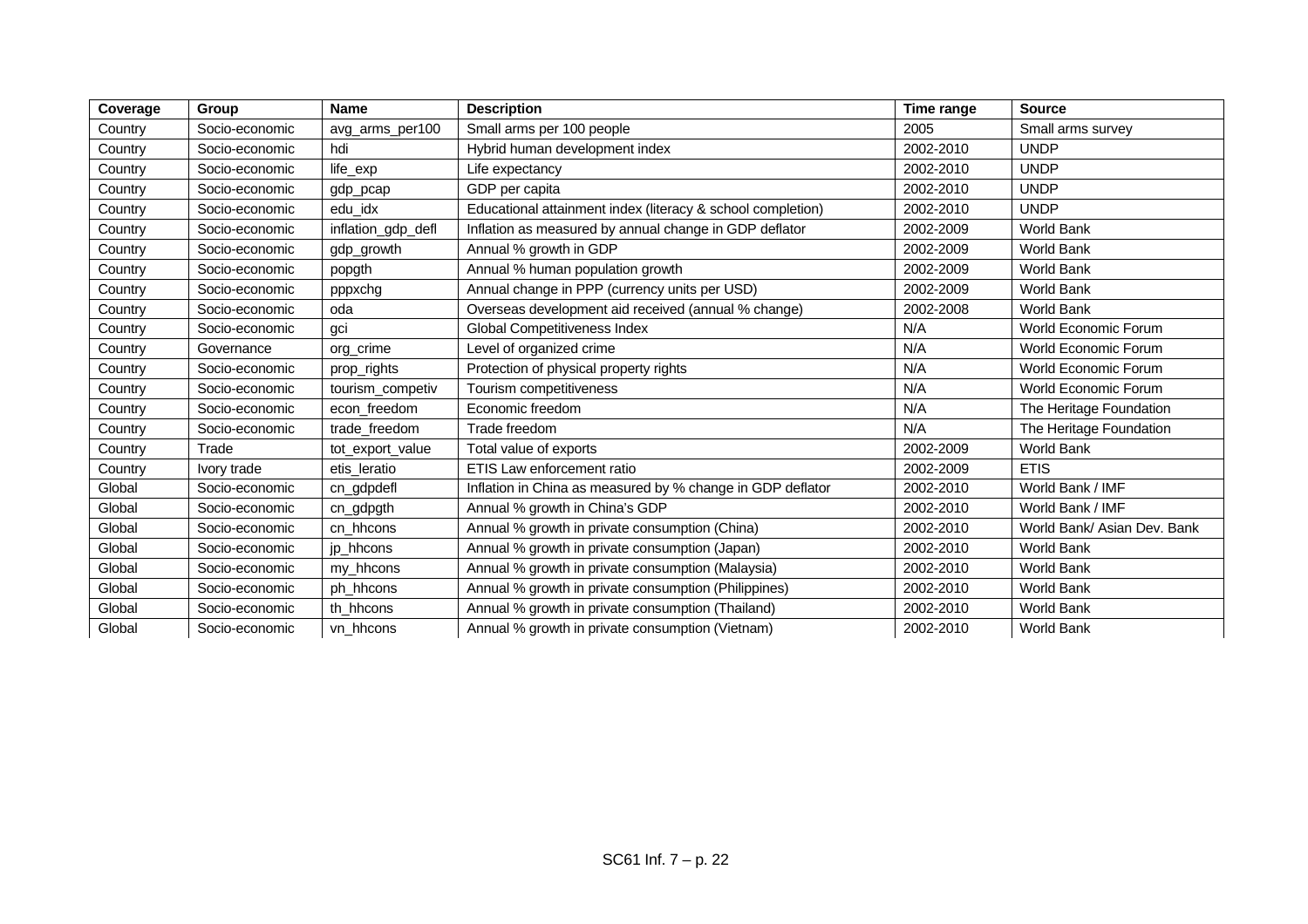| Coverage | Group | Name | Description | Time range | Source |
|---|---|---|---|---|---|
| Country | Socio-economic | avg_arms_per100 | Small arms per 100 people | 2005 | Small arms survey |
| Country | Socio-economic | hdi | Hybrid human development index | 2002-2010 | UNDP |
| Country | Socio-economic | life_exp | Life expectancy | 2002-2010 | UNDP |
| Country | Socio-economic | gdp_pcap | GDP per capita | 2002-2010 | UNDP |
| Country | Socio-economic | edu_idx | Educational attainment index (literacy & school completion) | 2002-2010 | UNDP |
| Country | Socio-economic | inflation_gdp_defl | Inflation as measured by annual change in GDP deflator | 2002-2009 | World Bank |
| Country | Socio-economic | gdp_growth | Annual % growth in GDP | 2002-2009 | World Bank |
| Country | Socio-economic | popgth | Annual % human population growth | 2002-2009 | World Bank |
| Country | Socio-economic | pppxchg | Annual change in PPP (currency units per USD) | 2002-2009 | World Bank |
| Country | Socio-economic | oda | Overseas development aid received (annual % change) | 2002-2008 | World Bank |
| Country | Socio-economic | gci | Global Competitiveness Index | N/A | World Economic Forum |
| Country | Governance | org_crime | Level of organized crime | N/A | World Economic Forum |
| Country | Socio-economic | prop_rights | Protection of physical property rights | N/A | World Economic Forum |
| Country | Socio-economic | tourism_competiv | Tourism competitiveness | N/A | World Economic Forum |
| Country | Socio-economic | econ_freedom | Economic freedom | N/A | The Heritage Foundation |
| Country | Socio-economic | trade_freedom | Trade freedom | N/A | The Heritage Foundation |
| Country | Trade | tot_export_value | Total value of exports | 2002-2009 | World Bank |
| Country | Ivory trade | etis_leratio | ETIS Law enforcement ratio | 2002-2009 | ETIS |
| Global | Socio-economic | cn_gdpdefl | Inflation in China as measured by % change in GDP deflator | 2002-2010 | World Bank / IMF |
| Global | Socio-economic | cn_gdpgth | Annual % growth in China's GDP | 2002-2010 | World Bank / IMF |
| Global | Socio-economic | cn_hhcons | Annual % growth in private consumption (China) | 2002-2010 | World Bank/ Asian Dev. Bank |
| Global | Socio-economic | jp_hhcons | Annual % growth in private consumption (Japan) | 2002-2010 | World Bank |
| Global | Socio-economic | my_hhcons | Annual % growth in private consumption (Malaysia) | 2002-2010 | World Bank |
| Global | Socio-economic | ph_hhcons | Annual % growth in private consumption (Philippines) | 2002-2010 | World Bank |
| Global | Socio-economic | th_hhcons | Annual % growth in private consumption (Thailand) | 2002-2010 | World Bank |
| Global | Socio-economic | vn_hhcons | Annual % growth in private consumption (Vietnam) | 2002-2010 | World Bank |